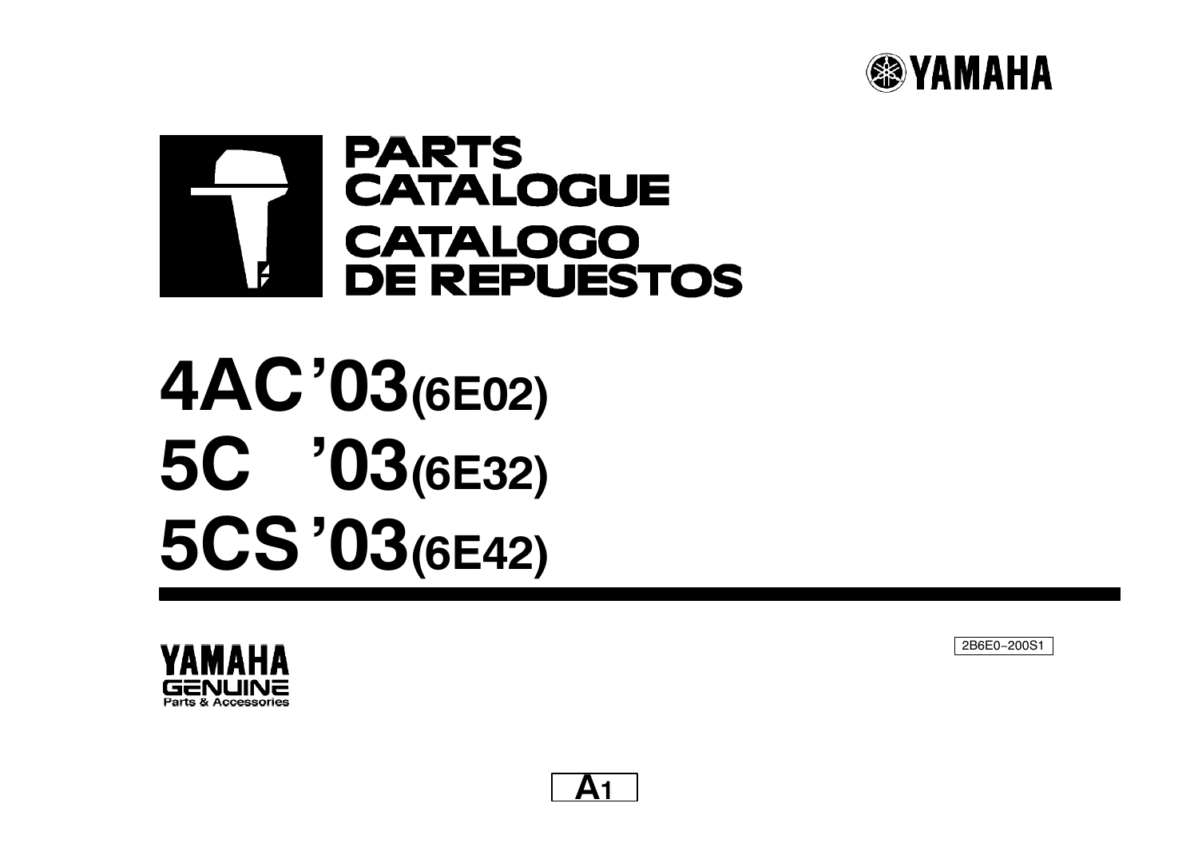YAMAHA

# PARTS CATALOGUE
# CATALOGO DE REPUESTOS

# 4AC '03 (6E02)
# 5C '03 (6E32)
# 5CS '03 (6E42)

YAMAHA GENUINE Parts & Accessories

2B6E0-200S1

A1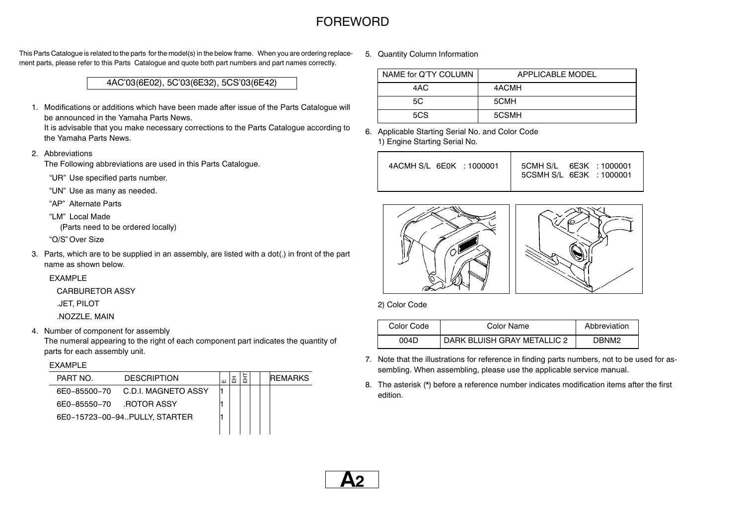# FOREWORD

This Parts Catalogue is related to the parts for the model(s) in the below frame. When you are ordering replacement parts, please refer to this Parts Catalogue and quote both part numbers and part names correctly.

| 4AC'03(6E02), 5C'03(6E32), 5CS'03(6E42) |
|---|

1. Modifications or additions which have been made after issue of the Parts Catalogue will be announced in the Yamaha Parts News.
   It is advisable that you make necessary corrections to the Parts Catalogue according to the Yamaha Parts News.

2. Abbreviations
   The Following abbreviations are used in this Parts Catalogue.

   "UR" Use specified parts number.

   "UN" Use as many as needed.

   "AP" Alternate Parts

   "LM" Local Made
   (Parts need to be ordered locally)

   "O/S" Over Size

3. Parts, which are to be supplied in an assembly, are listed with a dot(.) in front of the part name as shown below.

   EXAMPLE

   CARBURETOR ASSY

   .JET, PILOT

   .NOZZLE, MAIN

4. Number of component for assembly
   The numeral appearing to the right of each component part indicates the quantity of parts for each assembly unit.

   EXAMPLE

| PART NO. | DESCRIPTION | E | EH | EHT | | REMARKS |
|---|---|---|---|---|---|---|
| 6E0−85500−70 | C.D.I. MAGNETO ASSY | 1 | | | | |
| 6E0−85550−70 | .ROTOR ASSY | 1 | | | | |
| 6E0−15723−00−94 | ..PULLY, STARTER | 1 | | | | |

5. Quantity Column Information

| NAME for Q'TY COLUMN | APPLICABLE MODEL |
|---|---|
| 4AC | 4ACMH |
| 5C | 5CMH |
| 5CS | 5CSMH |

6. Applicable Starting Serial No. and Color Code
   1) Engine Starting Serial No.

| | |
|---|---|
| 4ACMH S/L 6E0K : 1000001 | 5CMH S/L 6E3K : 1000001<br>5CSMH S/L 6E3K : 1000001 |

   2) Color Code

| Color Code | Color Name | Abbreviation |
|---|---|---|
| 004D | DARK BLUISH GRAY METALLIC 2 | DBNM2 |

7. Note that the illustrations for reference in finding parts numbers, not to be used for assembling. When assembling, please use the applicable service manual.

8. The asterisk (*) before a reference number indicates modification items after the first edition.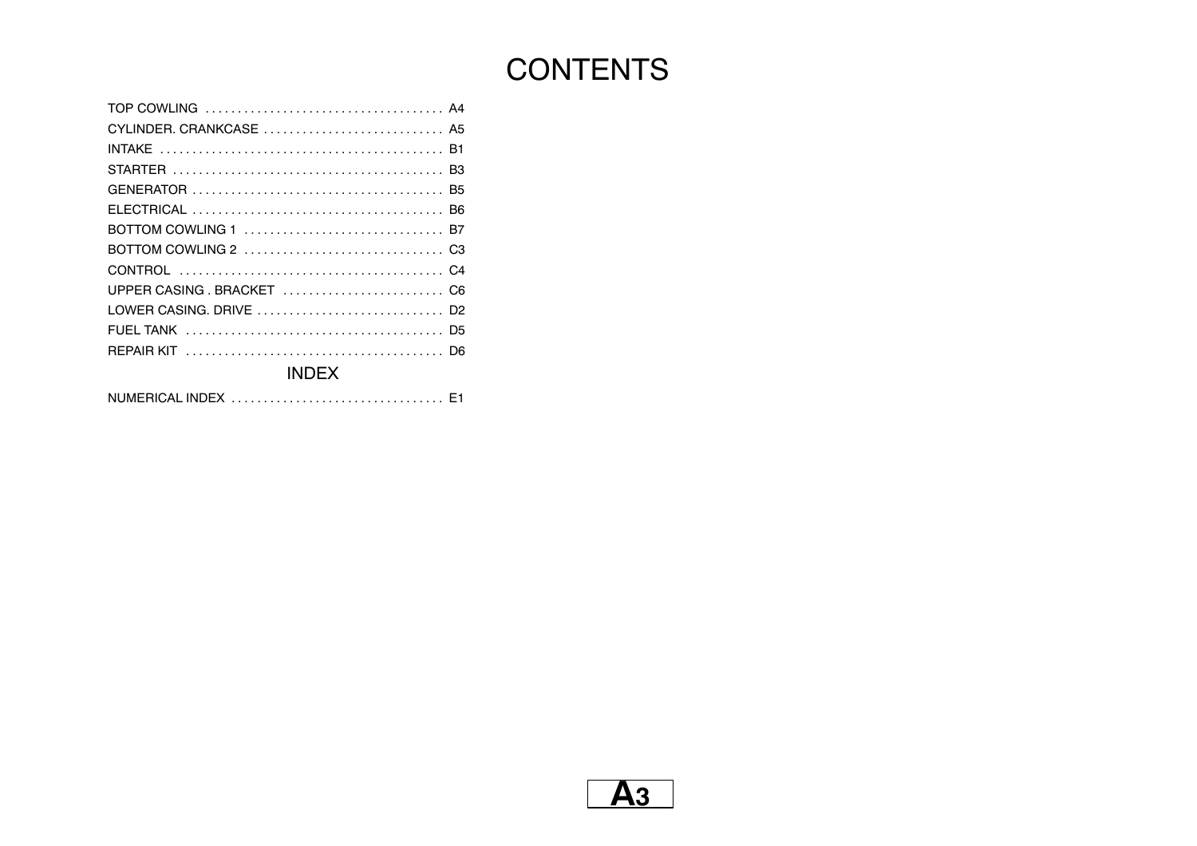# CONTENTS

TOP COWLING .................................... A4
CYLINDER. CRANKCASE ........................... A5
INTAKE ........................................... B1
STARTER .......................................... B3
GENERATOR ...................................... B5
ELECTRICAL ...................................... B6
BOTTOM COWLING 1 .............................. B7
BOTTOM COWLING 2 .............................. C3
CONTROL ......................................... C4
UPPER CASING . BRACKET ........................ C6
LOWER CASING. DRIVE ............................ D2
FUEL TANK ........................................ D5
REPAIR KIT ........................................ D6

## INDEX

NUMERICAL INDEX ................................. E1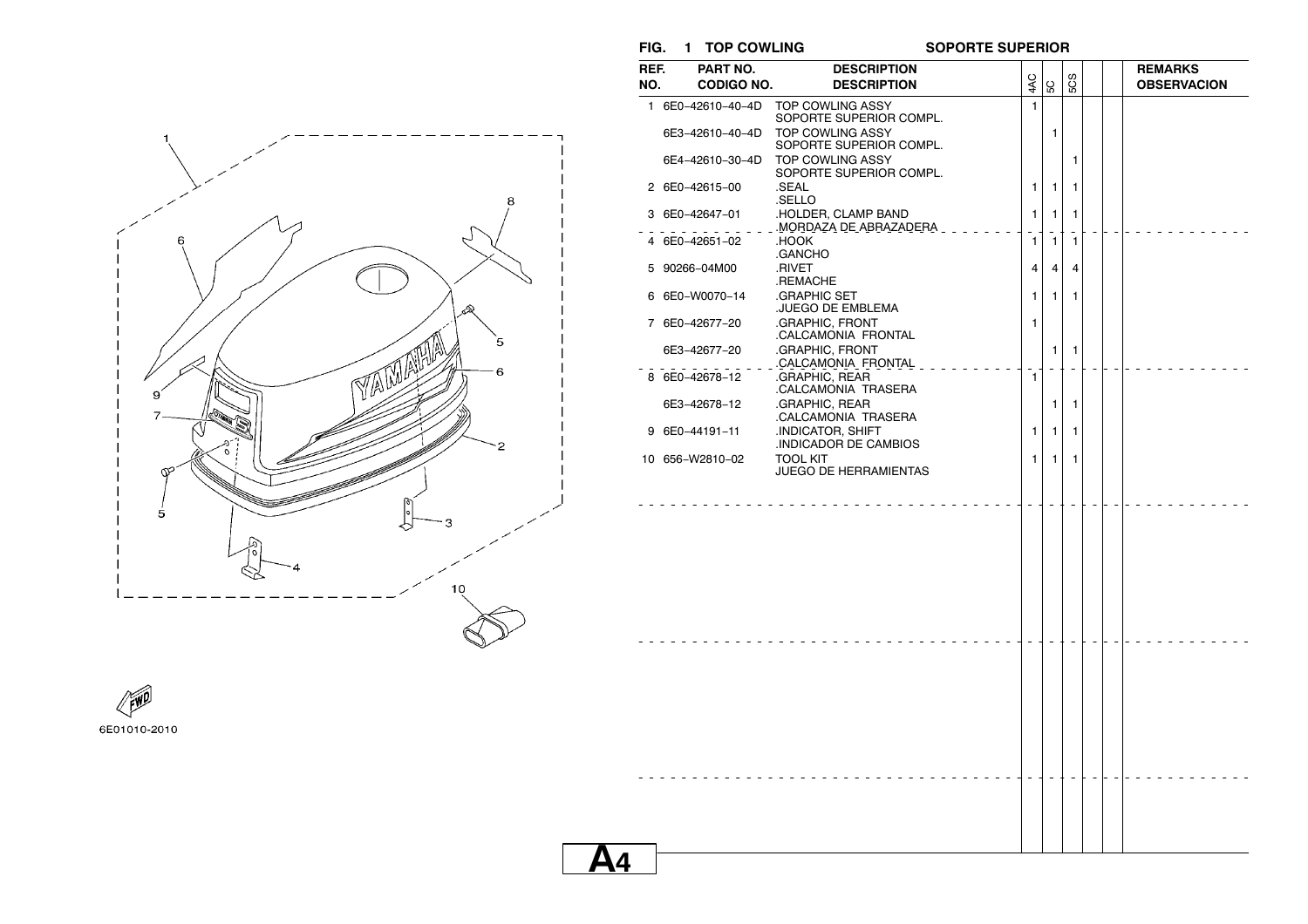## FIG. 1 TOP COWLING — SOPORTE SUPERIOR

| REF. NO. | PART NO. / CODIGO NO. | DESCRIPTION / DESCRIPTION | 4AC | 5C | 5CS | | | REMARKS / OBSERVACION |
|---|---|---|---|---|---|---|---|---|
| 1 | 6E0-42610-40-4D | TOP COWLING ASSY<br>SOPORTE SUPERIOR COMPL. | 1 | | | | | |
| | 6E3-42610-40-4D | TOP COWLING ASSY<br>SOPORTE SUPERIOR COMPL. | | 1 | | | | |
| | 6E4-42610-30-4D | TOP COWLING ASSY<br>SOPORTE SUPERIOR COMPL. | | | 1 | | | |
| 2 | 6E0-42615-00 | .SEAL<br>.SELLO | 1 | 1 | 1 | | | |
| 3 | 6E0-42647-01 | .HOLDER, CLAMP BAND<br>.MORDAZA DE ABRAZADERA | 1 | 1 | 1 | | | |
| 4 | 6E0-42651-02 | .HOOK<br>.GANCHO | 1 | 1 | 1 | | | |
| 5 | 90266-04M00 | .RIVET<br>.REMACHE | 4 | 4 | 4 | | | |
| 6 | 6E0-W0070-14 | .GRAPHIC SET<br>.JUEGO DE EMBLEMA | 1 | 1 | 1 | | | |
| 7 | 6E0-42677-20 | .GRAPHIC, FRONT<br>.CALCAMONIA FRONTAL | 1 | | | | | |
| | 6E3-42677-20 | .GRAPHIC, FRONT<br>.CALCAMONIA FRONTAL | | 1 | 1 | | | |
| 8 | 6E0-42678-12 | .GRAPHIC, REAR<br>.CALCAMONIA TRASERA | 1 | | | | | |
| | 6E3-42678-12 | .GRAPHIC, REAR<br>.CALCAMONIA TRASERA | | 1 | 1 | | | |
| 9 | 6E0-44191-11 | .INDICATOR, SHIFT<br>.INDICADOR DE CAMBIOS | 1 | 1 | 1 | | | |
| 10 | 656-W2810-02 | TOOL KIT<br>JUEGO DE HERRAMIENTAS | 1 | 1 | 1 | | | |

6E01010-2010

A4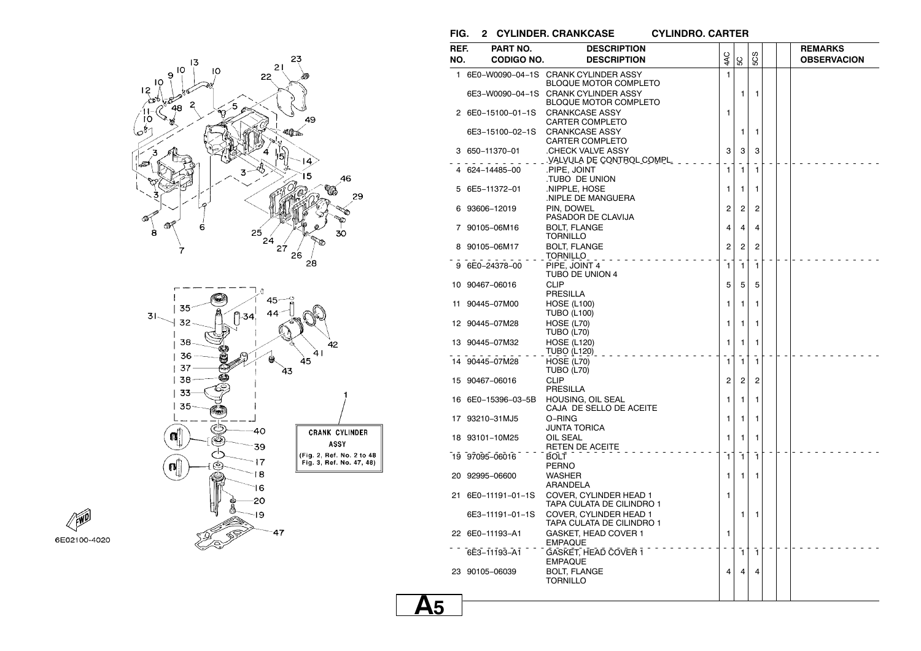## FIG. 2 CYLINDER. CRANKCASE — CYLINDRO. CARTER

| REF. NO. | PART NO. / CODIGO NO. | DESCRIPTION / DESCRIPTION | 4AC | 5C | 5CS | | | REMARKS / OBSERVACION |
|---|---|---|---|---|---|---|---|---|
| 1 | 6E0-W0090-04-1S | CRANK CYLINDER ASSY<br>BLOQUE MOTOR COMPLETO | 1 | | | | | |
| | 6E3-W0090-04-1S | CRANK CYLINDER ASSY<br>BLOQUE MOTOR COMPLETO | | 1 | 1 | | | |
| 2 | 6E0-15100-01-1S | CRANKCASE ASSY<br>CARTER COMPLETO | 1 | | | | | |
| | 6E3-15100-02-1S | CRANKCASE ASSY<br>CARTER COMPLETO | | 1 | 1 | | | |
| 3 | 650-11370-01 | .CHECK VALVE ASSY<br>.VALVULA DE CONTROL COMPL. | 3 | 3 | 3 | | | |
| 4 | 624-14485-00 | .PIPE, JOINT<br>.TUBO DE UNION | 1 | 1 | 1 | | | |
| 5 | 6E5-11372-01 | .NIPPLE, HOSE<br>.NIPLE DE MANGUERA | 1 | 1 | 1 | | | |
| 6 | 93606-12019 | PIN, DOWEL<br>PASADOR DE CLAVIJA | 2 | 2 | 2 | | | |
| 7 | 90105-06M16 | BOLT, FLANGE<br>TORNILLO | 4 | 4 | 4 | | | |
| 8 | 90105-06M17 | BOLT, FLANGE<br>TORNILLO | 2 | 2 | 2 | | | |
| 9 | 6E0-24378-00 | PIPE, JOINT 4<br>TUBO DE UNION 4 | 1 | 1 | 1 | | | |
| 10 | 90467-06016 | CLIP<br>PRESILLA | 5 | 5 | 5 | | | |
| 11 | 90445-07M00 | HOSE (L100)<br>TUBO (L100) | 1 | 1 | 1 | | | |
| 12 | 90445-07M28 | HOSE (L70)<br>TUBO (L70) | 1 | 1 | 1 | | | |
| 13 | 90445-07M32 | HOSE (L120)<br>TUBO (L120) | 1 | 1 | 1 | | | |
| 14 | 90445-07M28 | HOSE (L70)<br>TUBO (L70) | 1 | 1 | 1 | | | |
| 15 | 90467-06016 | CLIP<br>PRESILLA | 2 | 2 | 2 | | | |
| 16 | 6E0-15396-03-5B | HOUSING, OIL SEAL<br>CAJA DE SELLO DE ACEITE | 1 | 1 | 1 | | | |
| 17 | 93210-31MJ5 | O-RING<br>JUNTA TORICA | 1 | 1 | 1 | | | |
| 18 | 93101-10M25 | OIL SEAL<br>RETEN DE ACEITE | 1 | 1 | 1 | | | |
| 19 | 97095-06016 | BOLT<br>PERNO | 1 | 1 | 1 | | | |
| 20 | 92995-06600 | WASHER<br>ARANDELA | 1 | 1 | 1 | | | |
| 21 | 6E0-11191-01-1S | COVER, CYLINDER HEAD 1<br>TAPA CULATA DE CILINDRO 1 | 1 | | | | | |
| | 6E3-11191-01-1S | COVER, CYLINDER HEAD 1<br>TAPA CULATA DE CILINDRO 1 | | 1 | 1 | | | |
| 22 | 6E0-11193-A1 | GASKET, HEAD COVER 1<br>EMPAQUE | 1 | | | | | |
| | 6E3-11193-A1 | GASKET, HEAD COVER 1<br>EMPAQUE | | 1 | 1 | | | |
| 23 | 90105-06039 | BOLT, FLANGE<br>TORNILLO | 4 | 4 | 4 | | | |

CRANK CYLINDER ASSY (Fig. 2, Ref. No. 2 to 48; Fig. 3, Ref. No. 47, 48)

6E02100-4020

A5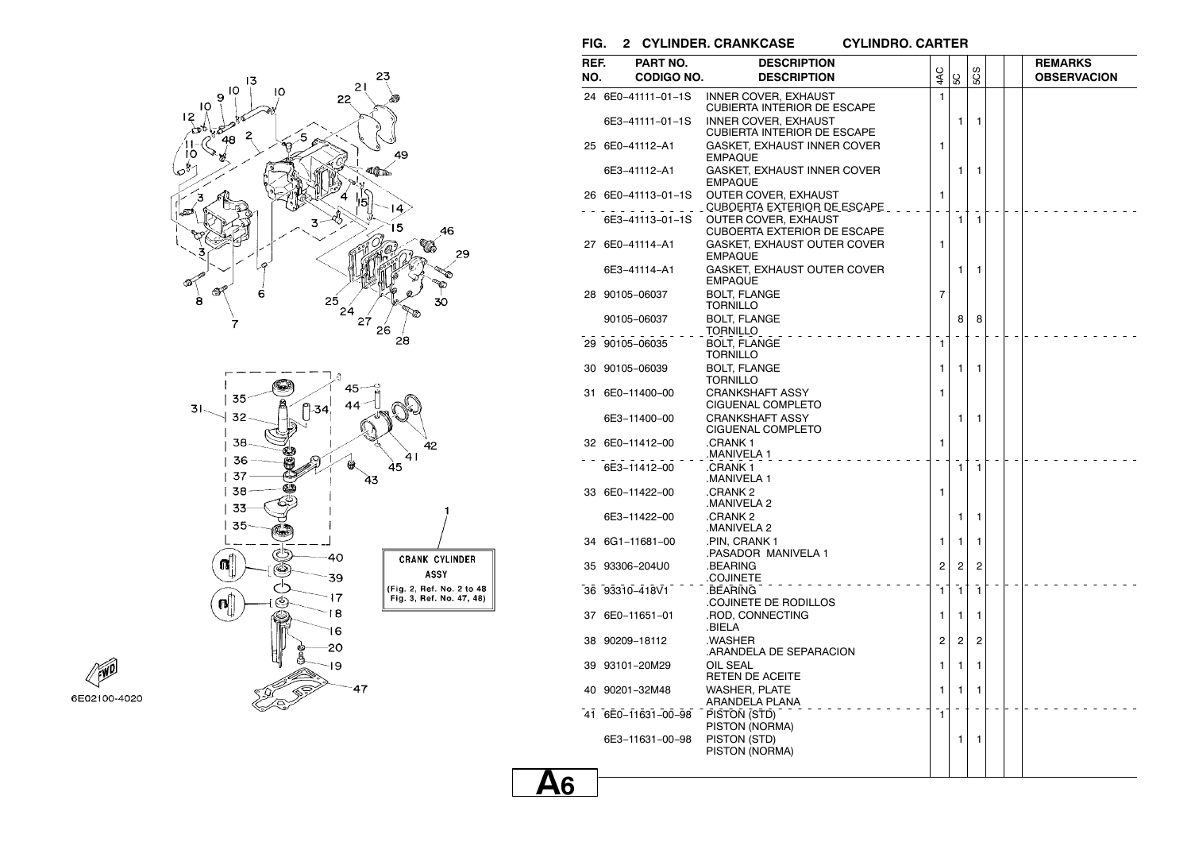## FIG. 2 CYLINDER. CRANKCASE CYLINDRO. CARTER

| REF. NO. | PART NO. CODIGO NO. | DESCRIPTION DESCRIPTION | 4AC | 5C | 5CS | | | REMARKS OBSERVACION |
|---|---|---|---|---|---|---|---|---|
| 24 | 6E0-41111-01-1S | INNER COVER, EXHAUST<br>CUBIERTA INTERIOR DE ESCAPE | 1 | | | | | |
| | 6E3-41111-01-1S | INNER COVER, EXHAUST<br>CUBIERTA INTERIOR DE ESCAPE | | 1 | 1 | | | |
| 25 | 6E0-41112-A1 | GASKET, EXHAUST INNER COVER<br>EMPAQUE | 1 | | | | | |
| | 6E3-41112-A1 | GASKET, EXHAUST INNER COVER<br>EMPAQUE | | 1 | 1 | | | |
| 26 | 6E0-41113-01-1S | OUTER COVER, EXHAUST<br>CUBOERTA EXTERIOR DE ESCAPE | 1 | | | | | |
| | 6E3-41113-01-1S | OUTER COVER, EXHAUST<br>CUBOERTA EXTERIOR DE ESCAPE | | 1 | 1 | | | |
| 27 | 6E0-41114-A1 | GASKET, EXHAUST OUTER COVER<br>EMPAQUE | 1 | | | | | |
| | 6E3-41114-A1 | GASKET, EXHAUST OUTER COVER<br>EMPAQUE | | 1 | 1 | | | |
| 28 | 90105-06037 | BOLT, FLANGE<br>TORNILLO | 7 | | | | | |
| | 90105-06037 | BOLT, FLANGE<br>TORNILLO | | 8 | 8 | | | |
| 29 | 90105-06035 | BOLT, FLANGE<br>TORNILLO | 1 | | | | | |
| 30 | 90105-06039 | BOLT, FLANGE<br>TORNILLO | 1 | 1 | 1 | | | |
| 31 | 6E0-11400-00 | CRANKSHAFT ASSY<br>CIGUENAL COMPLETO | 1 | | | | | |
| | 6E3-11400-00 | CRANKSHAFT ASSY<br>CIGUENAL COMPLETO | | 1 | 1 | | | |
| 32 | 6E0-11412-00 | .CRANK 1<br>.MANIVELA 1 | 1 | | | | | |
| | 6E3-11412-00 | .CRANK 1<br>.MANIVELA 1 | | 1 | 1 | | | |
| 33 | 6E0-11422-00 | .CRANK 2<br>.MANIVELA 2 | 1 | | | | | |
| | 6E3-11422-00 | .CRANK 2<br>.MANIVELA 2 | | 1 | 1 | | | |
| 34 | 6G1-11681-00 | .PIN, CRANK 1<br>.PASADOR MANIVELA 1 | 1 | 1 | 1 | | | |
| 35 | 93306-204U0 | .BEARING<br>.COJINETE | 2 | 2 | 2 | | | |
| 36 | 93310-418V1 | .BEARING<br>.COJINETE DE RODILLOS | 1 | 1 | 1 | | | |
| 37 | 6E0-11651-01 | .ROD, CONNECTING<br>.BIELA | 1 | 1 | 1 | | | |
| 38 | 90209-18112 | .WASHER<br>.ARANDELA DE SEPARACION | 2 | 2 | 2 | | | |
| 39 | 93101-20M29 | OIL SEAL<br>RETEN DE ACEITE | 1 | 1 | 1 | | | |
| 40 | 90201-32M48 | WASHER, PLATE<br>ARANDELA PLANA | 1 | 1 | 1 | | | |
| 41 | 6E0-11631-00-98 | PISTON (STD)<br>PISTON (NORMA) | 1 | | | | | |
| | 6E3-11631-00-98 | PISTON (STD)<br>PISTON (NORMA) | | 1 | 1 | | | |

CRANK CYLINDER ASSY
(Fig. 2, Ref. No. 2 to 48
Fig. 3, Ref. No. 47, 48)

6E02100-4020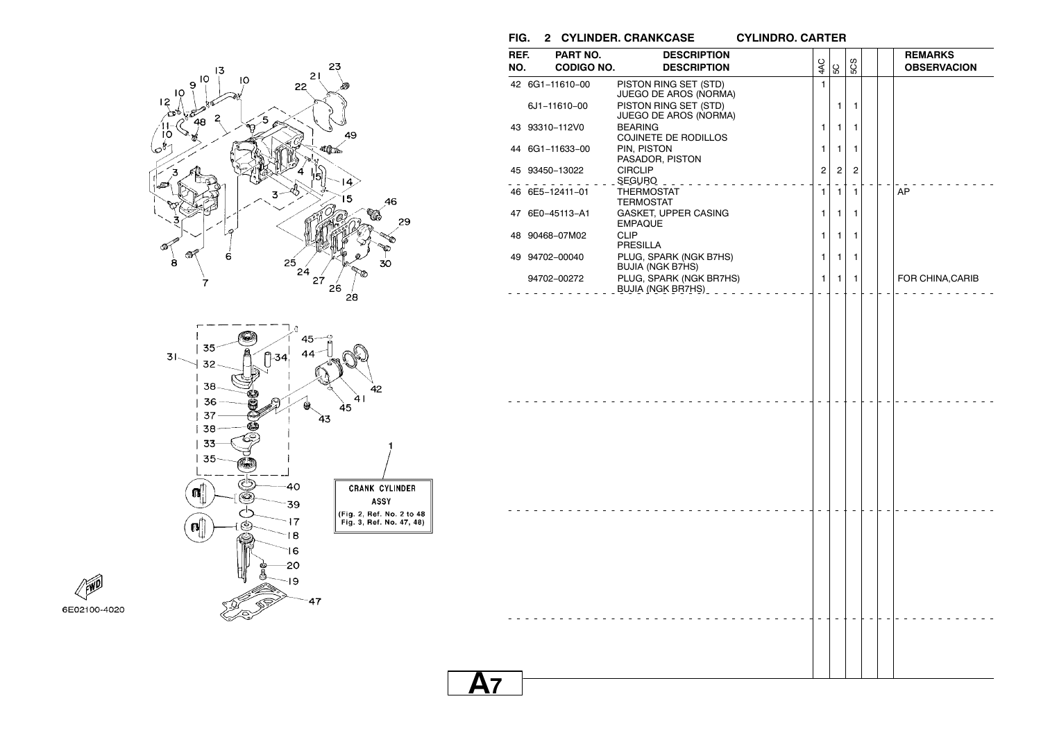## FIG. 2 CYLINDER. CRANKCASE CYLINDRO. CARTER

| REF. NO. | PART NO. CODIGO NO. | DESCRIPTION DESCRIPTION | 4AC | 5C | 5CS | | | REMARKS OBSERVACION |
|---|---|---|---|---|---|---|---|---|
| 42 | 6G1–11610–00 | PISTON RING SET (STD) JUEGO DE AROS (NORMA) | 1 | | | | | |
| | 6J1–11610–00 | PISTON RING SET (STD) JUEGO DE AROS (NORMA) | | 1 | 1 | | | |
| 43 | 93310–112V0 | BEARING COJINETE DE RODILLOS | 1 | 1 | 1 | | | |
| 44 | 6G1–11633–00 | PIN, PISTON PASADOR, PISTON | 1 | 1 | 1 | | | |
| 45 | 93450–13022 | CIRCLIP SEGURO | 2 | 2 | 2 | | | |
| 46 | 6E5–12411–01 | THERMOSTAT TERMOSTAT | 1 | 1 | 1 | | | AP |
| 47 | 6E0–45113–A1 | GASKET, UPPER CASING EMPAQUE | 1 | 1 | 1 | | | |
| 48 | 90468–07M02 | CLIP PRESILLA | 1 | 1 | 1 | | | |
| 49 | 94702–00040 | PLUG, SPARK (NGK B7HS) BUJIA (NGK B7HS) | 1 | 1 | 1 | | | |
| | 94702–00272 | PLUG, SPARK (NGK BR7HS) BUJIA (NGK BR7HS) | 1 | 1 | 1 | | | FOR CHINA,CARIB |

CRANK CYLINDER ASSY
(Fig. 2, Ref. No. 2 to 48
Fig. 3, Ref. No. 47, 48)

6E02100-4020

A7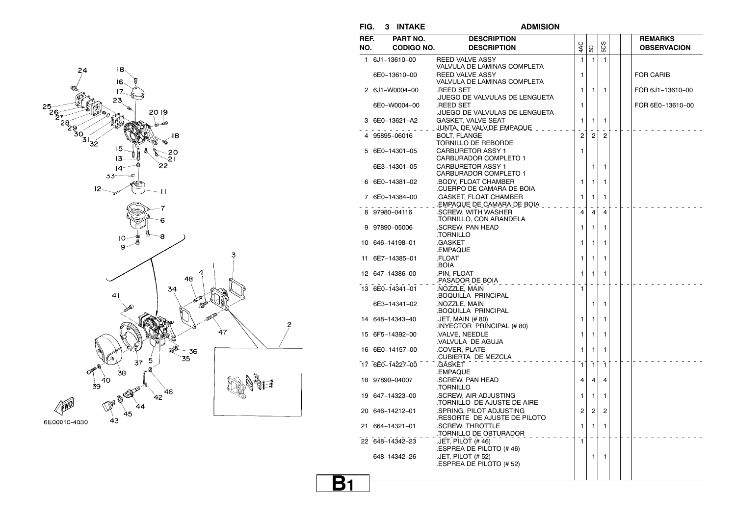## FIG. 3 INTAKE — ADMISION

| REF. NO. | PART NO. CODIGO NO. | DESCRIPTION DESCRIPTION | 4AC | 5C | 5CS | | | REMARKS OBSERVACION |
|---|---|---|---|---|---|---|---|---|
| 1 | 6J1–13610–00 | REED VALVE ASSY<br>VALVULA DE LAMINAS COMPLETA | 1 | 1 | 1 | | | |
| | 6E0–13610–00 | REED VALVE ASSY<br>VALVULA DE LAMINAS COMPLETA | 1 | | | | | FOR CARIB |
| 2 | 6J1–W0004–00 | .REED SET<br>.JUEGO DE VALVULAS DE LENGUETA | 1 | 1 | 1 | | | FOR 6J1–13610–00 |
| | 6E0–W0004–00 | .REED SET<br>.JUEGO DE VALVULAS DE LENGUETA | 1 | | | | | FOR 6E0–13610–00 |
| 3 | 6E0–13621–A2 | GASKET, VALVE SEAT<br>JUNTA, DE VALV.DE EMPAQUE | 1 | 1 | 1 | | | |
| 4 | 95895–06016 | BOLT, FLANGE<br>TORNILLO DE REBORDE | 2 | 2 | 2 | | | |
| 5 | 6E0–14301–05 | CARBURETOR ASSY 1<br>CARBURADOR COMPLETO 1 | 1 | | | | | |
| | 6E3–14301–05 | CARBURETOR ASSY 1<br>CARBURADOR COMPLETO 1 | | 1 | 1 | | | |
| 6 | 6E0–14381–02 | .BODY, FLOAT CHAMBER<br>.CUERPO DE CAMARA DE BOIA | 1 | 1 | 1 | | | |
| 7 | 6E0–14384–00 | .GASKET, FLOAT CHAMBER<br>.EMPAQUE DE CAMARA DE BOIA | 1 | 1 | 1 | | | |
| 8 | 97980–04116 | .SCREW, WITH WASHER<br>.TORNILLO, CON ARANDELA | 4 | 4 | 4 | | | |
| 9 | 97890–05006 | .SCREW, PAN HEAD<br>.TORNILLO | 1 | 1 | 1 | | | |
| 10 | 646–14198–01 | .GASKET<br>.EMPAQUE | 1 | 1 | 1 | | | |
| 11 | 6E7–14385–01 | .FLOAT<br>.BOIA | 1 | 1 | 1 | | | |
| 12 | 647–14386–00 | .PIN, FLOAT<br>.PASADOR DE BOIA | 1 | 1 | 1 | | | |
| 13 | 6E0–14341–01 | .NOZZLE, MAIN<br>.BOQUILLA PRINCIPAL | 1 | | | | | |
| | 6E3–14341–02 | .NOZZLE, MAIN<br>.BOQUILLA PRINCIPAL | | 1 | 1 | | | |
| 14 | 648–14343–40 | .JET, MAIN (# 80)<br>.INYECTOR PRINCIPAL (# 80) | 1 | 1 | 1 | | | |
| 15 | 6F5–14392–00 | .VALVE, NEEDLE<br>.VALVULA DE AGUJA | 1 | 1 | 1 | | | |
| 16 | 6E0–14157–00 | .COVER, PLATE<br>.CUBIERTA DE MEZCLA | 1 | 1 | 1 | | | |
| 17 | 6E0–14227–00 | .GASKET<br>.EMPAQUE | 1 | 1 | 1 | | | |
| 18 | 97890–04007 | .SCREW, PAN HEAD<br>.TORNILLO | 4 | 4 | 4 | | | |
| 19 | 647–14323–00 | .SCREW, AIR ADJUSTING<br>.TORNILLO DE AJUSTE DE AIRE | 1 | 1 | 1 | | | |
| 20 | 646–14212–01 | .SPRING, PILOT ADJUSTING<br>.RESORTE DE AJUSTE DE PILOTO | 2 | 2 | 2 | | | |
| 21 | 664–14321–01 | .SCREW, THROTTLE<br>.TORNILLO DE OBTURADOR | 1 | 1 | 1 | | | |
| 22 | 648–14342–23 | .JET, PILOT (# 46)<br>.ESPREA DE PILOTO (# 46) | 1 | | | | | |
| | 648–14342–26 | .JET, PILOT (# 52)<br>.ESPREA DE PILOTO (# 52) | | 1 | 1 | | | |

6E00010-4030

B1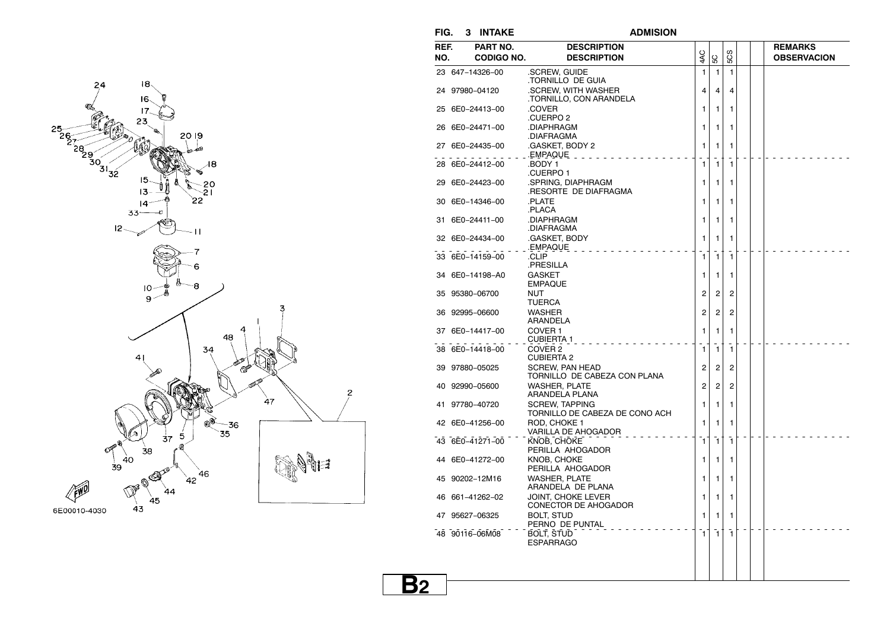## FIG. 3 INTAKE — ADMISION

| REF. NO. | PART NO. / CODIGO NO. | DESCRIPTION / DESCRIPTION | 4AC | 5C | 5CS | | | REMARKS / OBSERVACION |
|---|---|---|---|---|---|---|---|---|
| 23 | 647–14326–00 | .SCREW, GUIDE<br>.TORNILLO DE GUIA | 1 | 1 | 1 | | | |
| 24 | 97980–04120 | .SCREW, WITH WASHER<br>.TORNILLO, CON ARANDELA | 4 | 4 | 4 | | | |
| 25 | 6E0–24413–00 | .COVER<br>.CUERPO 2 | 1 | 1 | 1 | | | |
| 26 | 6E0–24471–00 | .DIAPHRAGM<br>.DIAFRAGMA | 1 | 1 | 1 | | | |
| 27 | 6E0–24435–00 | .GASKET, BODY 2<br>.EMPAQUE | 1 | 1 | 1 | | | |
| 28 | 6E0–24412–00 | .BODY 1<br>.CUERPO 1 | 1 | 1 | 1 | | | |
| 29 | 6E0–24423–00 | .SPRING, DIAPHRAGM<br>.RESORTE DE DIAFRAGMA | 1 | 1 | 1 | | | |
| 30 | 6E0–14346–00 | .PLATE<br>.PLACA | 1 | 1 | 1 | | | |
| 31 | 6E0–24411–00 | .DIAPHRAGM<br>.DIAFRAGMA | 1 | 1 | 1 | | | |
| 32 | 6E0–24434–00 | .GASKET, BODY<br>.EMPAQUE | 1 | 1 | 1 | | | |
| 33 | 6E0–14159–00 | .CLIP<br>.PRESILLA | 1 | 1 | 1 | | | |
| 34 | 6E0–14198–A0 | GASKET<br>EMPAQUE | 1 | 1 | 1 | | | |
| 35 | 95380–06700 | NUT<br>TUERCA | 2 | 2 | 2 | | | |
| 36 | 92995–06600 | WASHER<br>ARANDELA | 2 | 2 | 2 | | | |
| 37 | 6E0–14417–00 | COVER 1<br>CUBIERTA 1 | 1 | 1 | 1 | | | |
| 38 | 6E0–14418–00 | COVER 2<br>CUBIERTA 2 | 1 | 1 | 1 | | | |
| 39 | 97880–05025 | SCREW, PAN HEAD<br>TORNILLO DE CABEZA CON PLANA | 2 | 2 | 2 | | | |
| 40 | 92990–05600 | WASHER, PLATE<br>ARANDELA PLANA | 2 | 2 | 2 | | | |
| 41 | 97780–40720 | SCREW, TAPPING<br>TORNILLO DE CABEZA DE CONO ACH | 1 | 1 | 1 | | | |
| 42 | 6E0–41256–00 | ROD, CHOKE 1<br>VARILLA DE AHOGADOR | 1 | 1 | 1 | | | |
| 43 | 6E0–41271–00 | KNOB, CHOKE<br>PERILLA AHOGADOR | 1 | 1 | 1 | | | |
| 44 | 6E0–41272–00 | KNOB, CHOKE<br>PERILLA AHOGADOR | 1 | 1 | 1 | | | |
| 45 | 90202–12M16 | WASHER, PLATE<br>ARANDELA DE PLANA | 1 | 1 | 1 | | | |
| 46 | 661–41262–02 | JOINT, CHOKE LEVER<br>CONECTOR DE AHOGADOR | 1 | 1 | 1 | | | |
| 47 | 95627–06325 | BOLT, STUD<br>PERNO DE PUNTAL | 1 | 1 | 1 | | | |
| 48 | 90116–06M08 | BOLT, STUD<br>ESPARRAGO | 1 | 1 | 1 | | | |

6E00010-4030

**B2**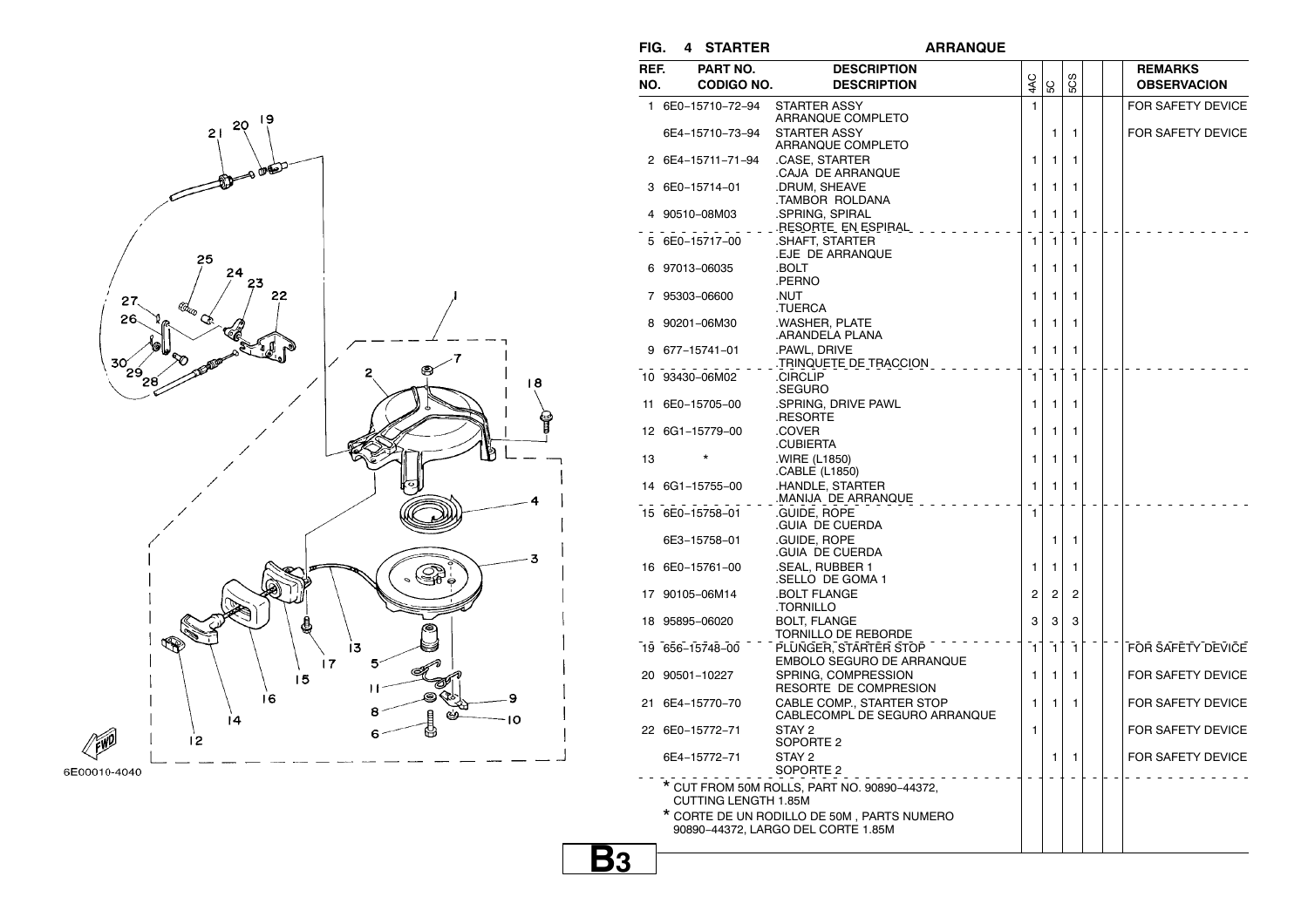## FIG. 4 STARTER — ARRANQUE

| REF. NO. | PART NO. / CODIGO NO. | DESCRIPTION / DESCRIPTION | 4AC | 5C | 5CS | | | REMARKS / OBSERVACION |
|---|---|---|---|---|---|---|---|---|
| 1 | 6E0-15710-72-94 | STARTER ASSY<br>ARRANQUE COMPLETO | 1 | | | | | FOR SAFETY DEVICE |
| | 6E4-15710-73-94 | STARTER ASSY<br>ARRANQUE COMPLETO | | 1 | 1 | | | FOR SAFETY DEVICE |
| 2 | 6E4-15711-71-94 | .CASE, STARTER<br>.CAJA DE ARRANQUE | 1 | 1 | 1 | | | |
| 3 | 6E0-15714-01 | .DRUM, SHEAVE<br>.TAMBOR ROLDANA | 1 | 1 | 1 | | | |
| 4 | 90510-08M03 | .SPRING, SPIRAL<br>.RESORTE EN ESPIRAL | 1 | 1 | 1 | | | |
| 5 | 6E0-15717-00 | .SHAFT, STARTER<br>.EJE DE ARRANQUE | 1 | 1 | 1 | | | |
| 6 | 97013-06035 | .BOLT<br>.PERNO | 1 | 1 | 1 | | | |
| 7 | 95303-06600 | .NUT<br>.TUERCA | 1 | 1 | 1 | | | |
| 8 | 90201-06M30 | .WASHER, PLATE<br>.ARANDELA PLANA | 1 | 1 | 1 | | | |
| 9 | 677-15741-01 | .PAWL, DRIVE<br>.TRINQUETE DE TRACCION | 1 | 1 | 1 | | | |
| 10 | 93430-06M02 | .CIRCLIP<br>.SEGURO | 1 | 1 | 1 | | | |
| 11 | 6E0-15705-00 | .SPRING, DRIVE PAWL<br>.RESORTE | 1 | 1 | 1 | | | |
| 12 | 6G1-15779-00 | .COVER<br>.CUBIERTA | 1 | 1 | 1 | | | |
| 13 | * | .WIRE (L1850)<br>.CABLE (L1850) | 1 | 1 | 1 | | | |
| 14 | 6G1-15755-00 | .HANDLE, STARTER<br>.MANIJA DE ARRANQUE | 1 | 1 | 1 | | | |
| 15 | 6E0-15758-01 | .GUIDE, ROPE<br>.GUIA DE CUERDA | 1 | | | | | |
| | 6E3-15758-01 | .GUIDE, ROPE<br>.GUIA DE CUERDA | | 1 | 1 | | | |
| 16 | 6E0-15761-00 | .SEAL, RUBBER 1<br>.SELLO DE GOMA 1 | 1 | 1 | 1 | | | |
| 17 | 90105-06M14 | .BOLT FLANGE<br>.TORNILLO | 2 | 2 | 2 | | | |
| 18 | 95895-06020 | BOLT, FLANGE<br>TORNILLO DE REBORDE | 3 | 3 | 3 | | | |
| 19 | 656-15748-00 | PLUNGER, STARTER STOP<br>EMBOLO SEGURO DE ARRANQUE | 1 | 1 | 1 | | | FOR SAFETY DEVICE |
| 20 | 90501-10227 | SPRING, COMPRESSION<br>RESORTE DE COMPRESION | 1 | 1 | 1 | | | FOR SAFETY DEVICE |
| 21 | 6E4-15770-70 | CABLE COMP., STARTER STOP<br>CABLECOMPL DE SEGURO ARRANQUE | 1 | 1 | 1 | | | FOR SAFETY DEVICE |
| 22 | 6E0-15772-71 | STAY 2<br>SOPORTE 2 | 1 | | | | | FOR SAFETY DEVICE |
| | 6E4-15772-71 | STAY 2<br>SOPORTE 2 | | 1 | 1 | | | FOR SAFETY DEVICE |

\* CUT FROM 50M ROLLS, PART NO. 90890-44372, CUTTING LENGTH 1.85M

\* CORTE DE UN RODILLO DE 50M , PARTS NUMERO 90890-44372, LARGO DEL CORTE 1.85M

6E00010-4040

B3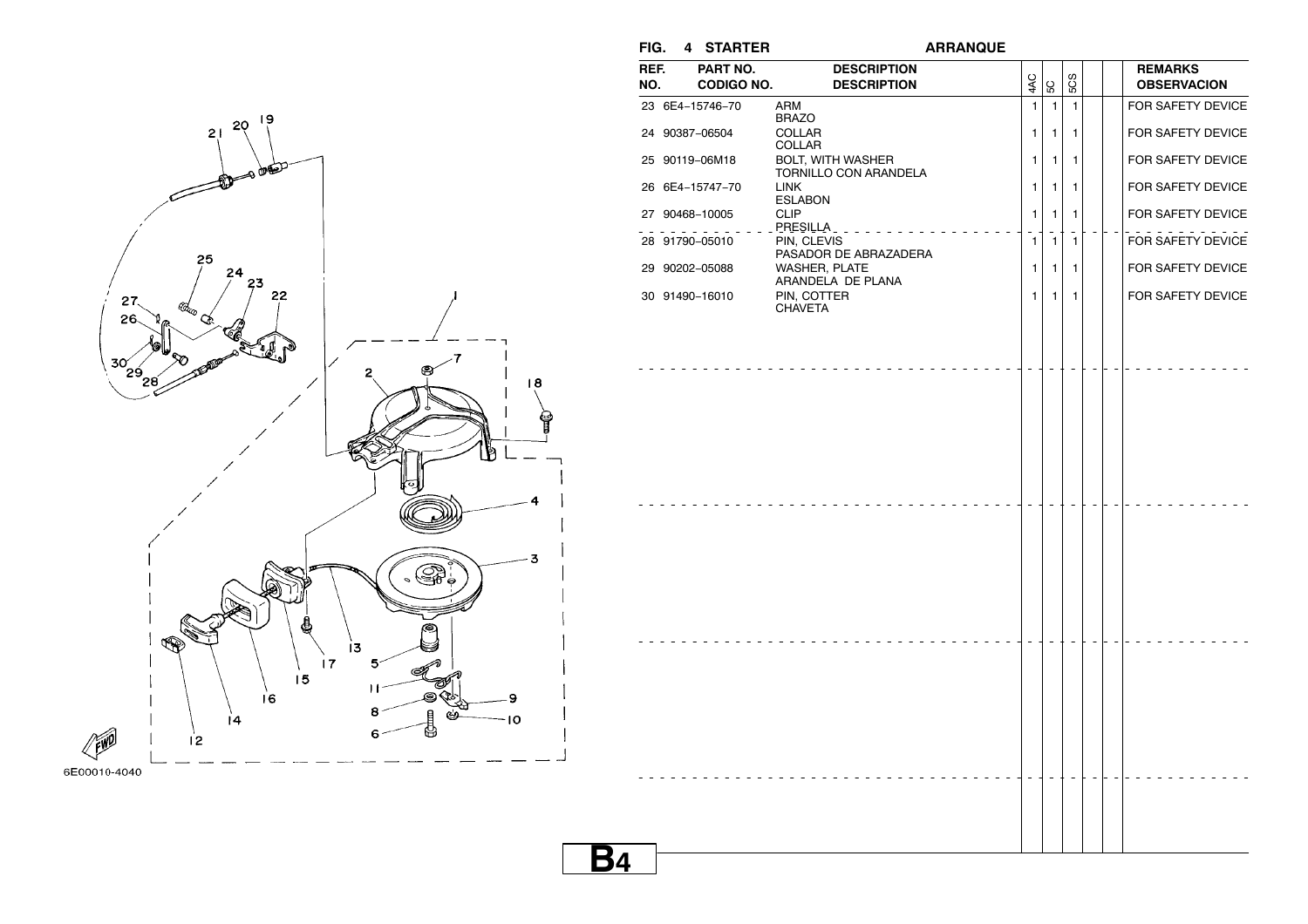## FIG. 4 STARTER ARRANQUE

| REF. NO. | PART NO. CODIGO NO. | DESCRIPTION DESCRIPTION | 4AC | 5C | 5CS | | | REMARKS OBSERVACION |
|---|---|---|---|---|---|---|---|---|
| 23 | 6E4-15746-70 | ARM<br>BRAZO | 1 | 1 | 1 | | | FOR SAFETY DEVICE |
| 24 | 90387-06504 | COLLAR<br>COLLAR | 1 | 1 | 1 | | | FOR SAFETY DEVICE |
| 25 | 90119-06M18 | BOLT, WITH WASHER<br>TORNILLO CON ARANDELA | 1 | 1 | 1 | | | FOR SAFETY DEVICE |
| 26 | 6E4-15747-70 | LINK<br>ESLABON | 1 | 1 | 1 | | | FOR SAFETY DEVICE |
| 27 | 90468-10005 | CLIP<br>PRESILLA | 1 | 1 | 1 | | | FOR SAFETY DEVICE |
| 28 | 91790-05010 | PIN, CLEVIS<br>PASADOR DE ABRAZADERA | 1 | 1 | 1 | | | FOR SAFETY DEVICE |
| 29 | 90202-05088 | WASHER, PLATE<br>ARANDELA DE PLANA | 1 | 1 | 1 | | | FOR SAFETY DEVICE |
| 30 | 91490-16010 | PIN, COTTER<br>CHAVETA | 1 | 1 | 1 | | | FOR SAFETY DEVICE |

6E00010-4040

B4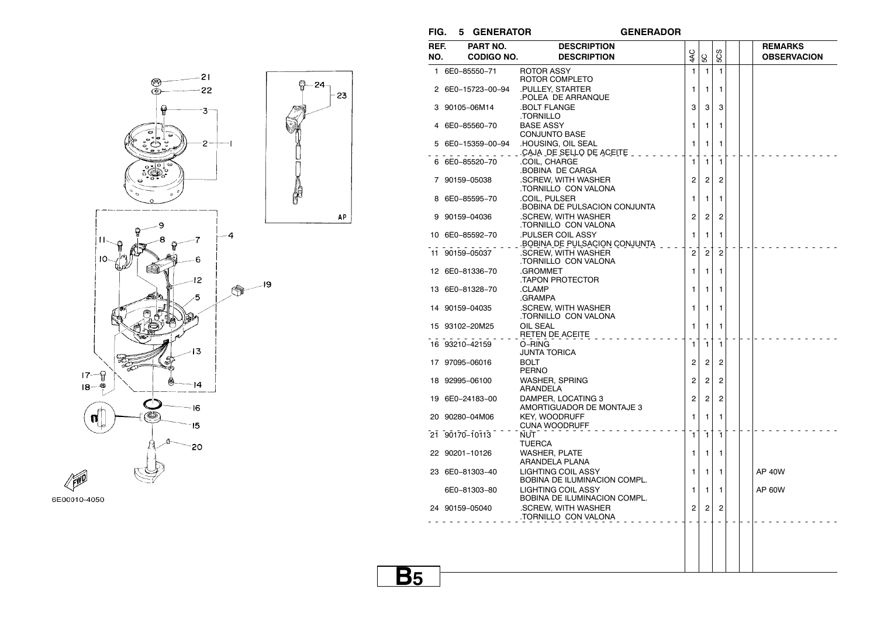## FIG. 5 GENERATOR — GENERADOR

| REF. NO. | PART NO. / CODIGO NO. | DESCRIPTION / DESCRIPTION | 4AC | 5C | 5CS | | | REMARKS / OBSERVACION |
|---|---|---|---|---|---|---|---|---|
| 1 | 6E0-85550-71 | ROTOR ASSY<br>ROTOR COMPLETO | 1 | 1 | 1 | | | |
| 2 | 6E0-15723-00-94 | .PULLEY, STARTER<br>.POLEA DE ARRANQUE | 1 | 1 | 1 | | | |
| 3 | 90105-06M14 | .BOLT FLANGE<br>.TORNILLO | 3 | 3 | 3 | | | |
| 4 | 6E0-85560-70 | BASE ASSY<br>CONJUNTO BASE | 1 | 1 | 1 | | | |
| 5 | 6E0-15359-00-94 | .HOUSING, OIL SEAL<br>.CAJA DE SELLO DE ACEITE | 1 | 1 | 1 | | | |
| 6 | 6E0-85520-70 | .COIL, CHARGE<br>.BOBINA DE CARGA | 1 | 1 | 1 | | | |
| 7 | 90159-05038 | .SCREW, WITH WASHER<br>.TORNILLO CON VALONA | 2 | 2 | 2 | | | |
| 8 | 6E0-85595-70 | .COIL, PULSER<br>.BOBINA DE PULSACION CONJUNTA | 1 | 1 | 1 | | | |
| 9 | 90159-04036 | .SCREW, WITH WASHER<br>.TORNILLO CON VALONA | 2 | 2 | 2 | | | |
| 10 | 6E0-85592-70 | .PULSER COIL ASSY<br>.BOBINA DE PULSACION CONJUNTA | 1 | 1 | 1 | | | |
| 11 | 90159-05037 | .SCREW, WITH WASHER<br>.TORNILLO CON VALONA | 2 | 2 | 2 | | | |
| 12 | 6E0-81336-70 | .GROMMET<br>.TAPON PROTECTOR | 1 | 1 | 1 | | | |
| 13 | 6E0-81328-70 | .CLAMP<br>.GRAMPA | 1 | 1 | 1 | | | |
| 14 | 90159-04035 | .SCREW, WITH WASHER<br>.TORNILLO CON VALONA | 1 | 1 | 1 | | | |
| 15 | 93102-20M25 | OIL SEAL<br>RETEN DE ACEITE | 1 | 1 | 1 | | | |
| 16 | 93210-42159 | O-RING<br>JUNTA TORICA | 1 | 1 | 1 | | | |
| 17 | 97095-06016 | BOLT<br>PERNO | 2 | 2 | 2 | | | |
| 18 | 92995-06100 | WASHER, SPRING<br>ARANDELA | 2 | 2 | 2 | | | |
| 19 | 6E0-24183-00 | DAMPER, LOCATING 3<br>AMORTIGUADOR DE MONTAJE 3 | 2 | 2 | 2 | | | |
| 20 | 90280-04M06 | KEY, WOODRUFF<br>CUNA WOODRUFF | 1 | 1 | 1 | | | |
| 21 | 90170-10113 | NUT<br>TUERCA | 1 | 1 | 1 | | | |
| 22 | 90201-10126 | WASHER, PLATE<br>ARANDELA PLANA | 1 | 1 | 1 | | | |
| 23 | 6E0-81303-40 | LIGHTING COIL ASSY<br>BOBINA DE ILUMINACION COMPL. | 1 | 1 | 1 | | | AP 40W |
| | 6E0-81303-80 | LIGHTING COIL ASSY<br>BOBINA DE ILUMINACION COMPL. | 1 | 1 | 1 | | | AP 60W |
| 24 | 90159-05040 | .SCREW, WITH WASHER<br>.TORNILLO CON VALONA | 2 | 2 | 2 | | | |

6E00010-4050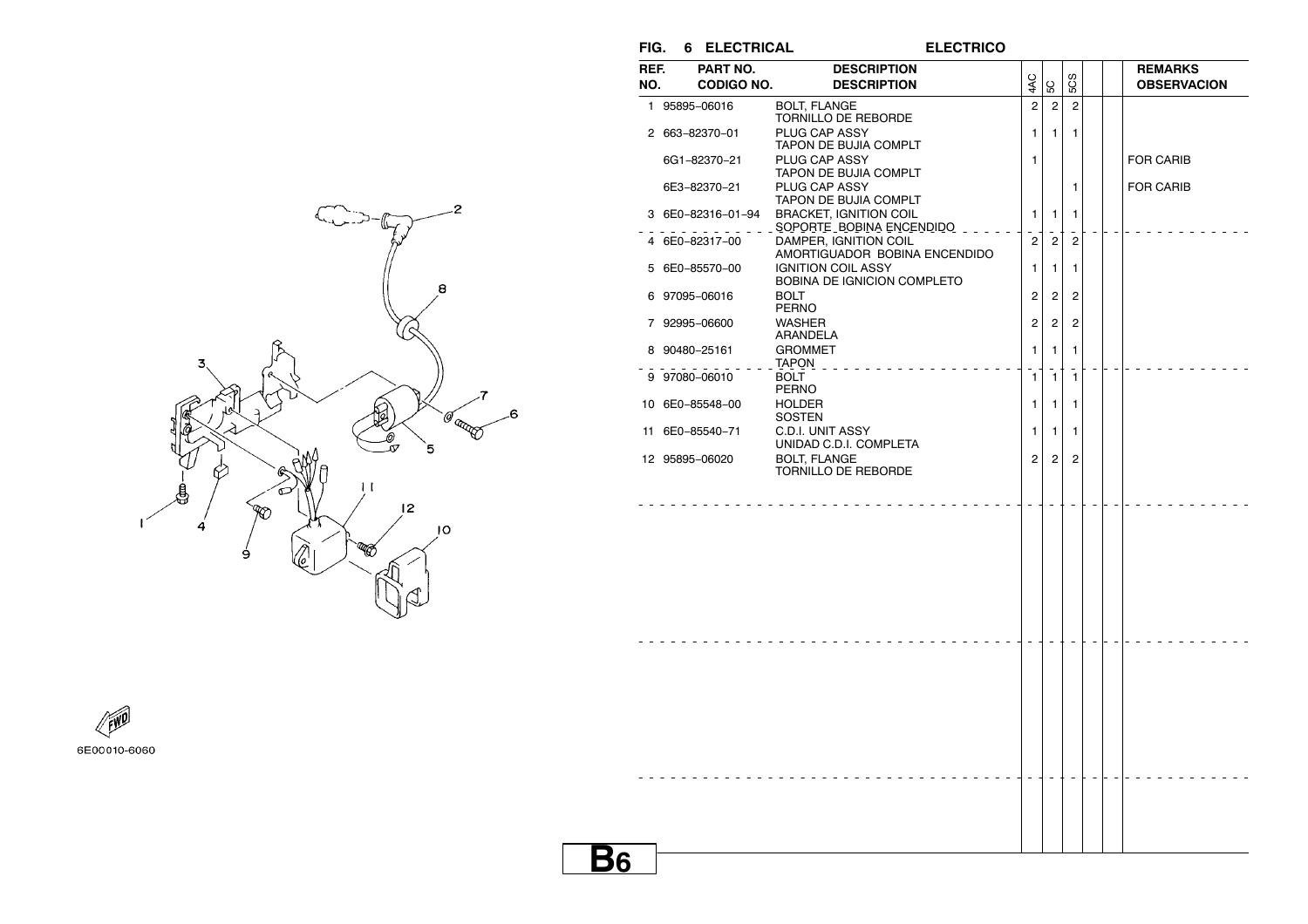## FIG. 6 ELECTRICAL — ELECTRICO

| REF. NO. | PART NO. / CODIGO NO. | DESCRIPTION / DESCRIPTION | 4AC | 5C | 5CS | | | REMARKS / OBSERVACION |
|---|---|---|---|---|---|---|---|---|
| 1 | 95895-06016 | BOLT, FLANGE<br>TORNILLO DE REBORDE | 2 | 2 | 2 | | | |
| 2 | 663-82370-01 | PLUG CAP ASSY<br>TAPON DE BUJIA COMPLT | 1 | 1 | 1 | | | |
| | 6G1-82370-21 | PLUG CAP ASSY<br>TAPON DE BUJIA COMPLT | 1 | | | | | FOR CARIB |
| | 6E3-82370-21 | PLUG CAP ASSY<br>TAPON DE BUJIA COMPLT | | | 1 | | | FOR CARIB |
| 3 | 6E0-82316-01-94 | BRACKET, IGNITION COIL<br>SOPORTE BOBINA ENCENDIDO | 1 | 1 | 1 | | | |
| 4 | 6E0-82317-00 | DAMPER, IGNITION COIL<br>AMORTIGUADOR BOBINA ENCENDIDO | 2 | 2 | 2 | | | |
| 5 | 6E0-85570-00 | IGNITION COIL ASSY<br>BOBINA DE IGNICION COMPLETO | 1 | 1 | 1 | | | |
| 6 | 97095-06016 | BOLT<br>PERNO | 2 | 2 | 2 | | | |
| 7 | 92995-06600 | WASHER<br>ARANDELA | 2 | 2 | 2 | | | |
| 8 | 90480-25161 | GROMMET<br>TAPON | 1 | 1 | 1 | | | |
| 9 | 97080-06010 | BOLT<br>PERNO | 1 | 1 | 1 | | | |
| 10 | 6E0-85548-00 | HOLDER<br>SOSTEN | 1 | 1 | 1 | | | |
| 11 | 6E0-85540-71 | C.D.I. UNIT ASSY<br>UNIDAD C.D.I. COMPLETA | 1 | 1 | 1 | | | |
| 12 | 95895-06020 | BOLT, FLANGE<br>TORNILLO DE REBORDE | 2 | 2 | 2 | | | |

6E00010-6060

**B6**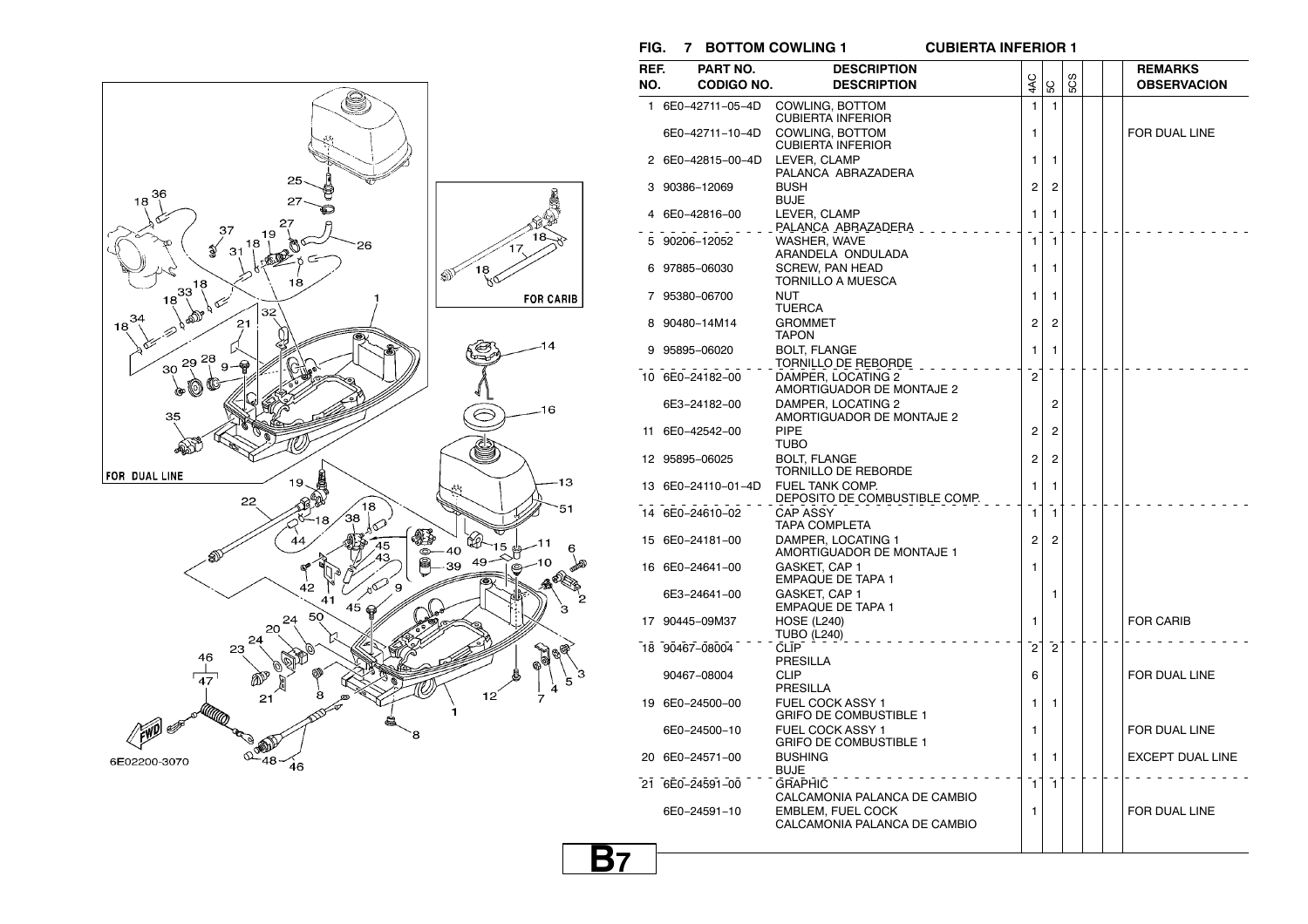## FIG. 7 BOTTOM COWLING 1 — CUBIERTA INFERIOR 1

| REF. NO. | PART NO. / CODIGO NO. | DESCRIPTION / DESCRIPTION | 4AC | 5C | 5CS | | | REMARKS / OBSERVACION |
|---|---|---|---|---|---|---|---|---|
| 1 | 6E0-42711-05-4D | COWLING, BOTTOM<br>CUBIERTA INFERIOR | 1 | 1 | | | | |
| | 6E0-42711-10-4D | COWLING, BOTTOM<br>CUBIERTA INFERIOR | 1 | | | | | FOR DUAL LINE |
| 2 | 6E0-42815-00-4D | LEVER, CLAMP<br>PALANCA ABRAZADERA | 1 | 1 | | | | |
| 3 | 90386-12069 | BUSH<br>BUJE | 2 | 2 | | | | |
| 4 | 6E0-42816-00 | LEVER, CLAMP<br>PALANCA ABRAZADERA | 1 | 1 | | | | |
| 5 | 90206-12052 | WASHER, WAVE<br>ARANDELA ONDULADA | 1 | 1 | | | | |
| 6 | 97885-06030 | SCREW, PAN HEAD<br>TORNILLO A MUESCA | 1 | 1 | | | | |
| 7 | 95380-06700 | NUT<br>TUERCA | 1 | 1 | | | | |
| 8 | 90480-14M14 | GROMMET<br>TAPON | 2 | 2 | | | | |
| 9 | 95895-06020 | BOLT, FLANGE<br>TORNILLO DE REBORDE | 1 | 1 | | | | |
| 10 | 6E0-24182-00 | DAMPER, LOCATING 2<br>AMORTIGUADOR DE MONTAJE 2 | 2 | | | | | |
| | 6E3-24182-00 | DAMPER, LOCATING 2<br>AMORTIGUADOR DE MONTAJE 2 | | 2 | | | | |
| 11 | 6E0-42542-00 | PIPE<br>TUBO | 2 | 2 | | | | |
| 12 | 95895-06025 | BOLT, FLANGE<br>TORNILLO DE REBORDE | 2 | 2 | | | | |
| 13 | 6E0-24110-01-4D | FUEL TANK COMP.<br>DEPOSITO DE COMBUSTIBLE COMP. | 1 | 1 | | | | |
| 14 | 6E0-24610-02 | CAP ASSY<br>TAPA COMPLETA | 1 | 1 | | | | |
| 15 | 6E0-24181-00 | DAMPER, LOCATING 1<br>AMORTIGUADOR DE MONTAJE 1 | 2 | 2 | | | | |
| 16 | 6E0-24641-00 | GASKET, CAP 1<br>EMPAQUE DE TAPA 1 | 1 | | | | | |
| | 6E3-24641-00 | GASKET, CAP 1<br>EMPAQUE DE TAPA 1 | | 1 | | | | |
| 17 | 90445-09M37 | HOSE (L240)<br>TUBO (L240) | 1 | | | | | FOR CARIB |
| 18 | 90467-08004 | CLIP<br>PRESILLA | 2 | 2 | | | | |
| | 90467-08004 | CLIP<br>PRESILLA | 6 | | | | | FOR DUAL LINE |
| 19 | 6E0-24500-00 | FUEL COCK ASSY 1<br>GRIFO DE COMBUSTIBLE 1 | 1 | 1 | | | | |
| | 6E0-24500-10 | FUEL COCK ASSY 1<br>GRIFO DE COMBUSTIBLE 1 | 1 | | | | | FOR DUAL LINE |
| 20 | 6E0-24571-00 | BUSHING<br>BUJE | 1 | 1 | | | | EXCEPT DUAL LINE |
| 21 | 6E0-24591-00 | GRAPHIC<br>CALCAMONIA PALANCA DE CAMBIO | 1 | 1 | | | | |
| | 6E0-24591-10 | EMBLEM, FUEL COCK<br>CALCAMONIA PALANCA DE CAMBIO | 1 | | | | | FOR DUAL LINE |

FOR CARIB

FOR DUAL LINE

6E02200-3070

B7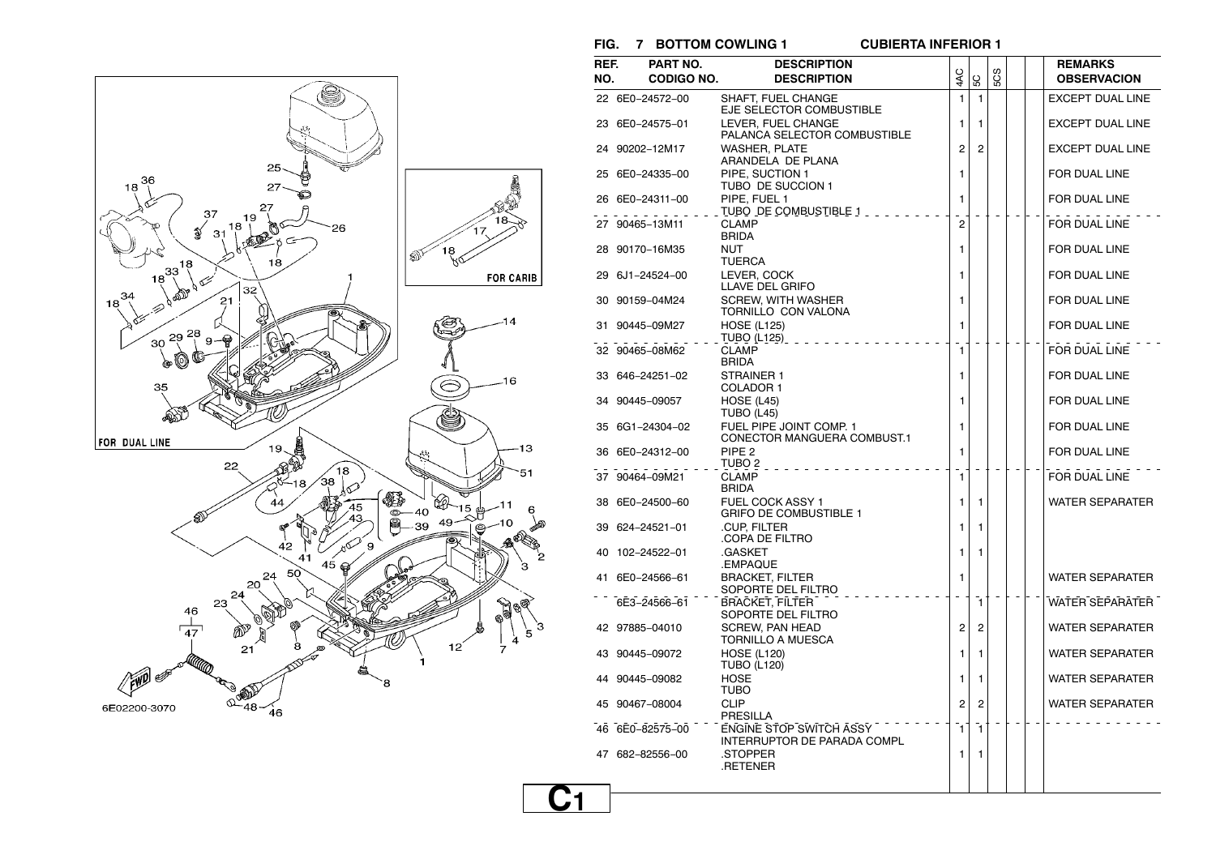## FIG. 7 BOTTOM COWLING 1 — CUBIERTA INFERIOR 1

| REF. NO. | PART NO. / CODIGO NO. | DESCRIPTION / DESCRIPTION | 4AC | 5C | 5CS | | | REMARKS / OBSERVACION |
|---|---|---|---|---|---|---|---|---|
| 22 | 6E0-24572-00 | SHAFT, FUEL CHANGE<br>EJE SELECTOR COMBUSTIBLE | 1 | 1 | | | | EXCEPT DUAL LINE |
| 23 | 6E0-24575-01 | LEVER, FUEL CHANGE<br>PALANCA SELECTOR COMBUSTIBLE | 1 | 1 | | | | EXCEPT DUAL LINE |
| 24 | 90202-12M17 | WASHER, PLATE<br>ARANDELA DE PLANA | 2 | 2 | | | | EXCEPT DUAL LINE |
| 25 | 6E0-24335-00 | PIPE, SUCTION 1<br>TUBO DE SUCCION 1 | 1 | | | | | FOR DUAL LINE |
| 26 | 6E0-24311-00 | PIPE, FUEL 1<br>TUBO DE COMBUSTIBLE 1 | 1 | | | | | FOR DUAL LINE |
| 27 | 90465-13M11 | CLAMP<br>BRIDA | 2 | | | | | FOR DUAL LINE |
| 28 | 90170-16M35 | NUT<br>TUERCA | 1 | | | | | FOR DUAL LINE |
| 29 | 6J1-24524-00 | LEVER, COCK<br>LLAVE DEL GRIFO | 1 | | | | | FOR DUAL LINE |
| 30 | 90159-04M24 | SCREW, WITH WASHER<br>TORNILLO CON VALONA | 1 | | | | | FOR DUAL LINE |
| 31 | 90445-09M27 | HOSE (L125)<br>TUBO (L125) | 1 | | | | | FOR DUAL LINE |
| 32 | 90465-08M62 | CLAMP<br>BRIDA | 1 | | | | | FOR DUAL LINE |
| 33 | 646-24251-02 | STRAINER 1<br>COLADOR 1 | 1 | | | | | FOR DUAL LINE |
| 34 | 90445-09057 | HOSE (L45)<br>TUBO (L45) | 1 | | | | | FOR DUAL LINE |
| 35 | 6G1-24304-02 | FUEL PIPE JOINT COMP. 1<br>CONECTOR MANGUERA COMBUST.1 | 1 | | | | | FOR DUAL LINE |
| 36 | 6E0-24312-00 | PIPE 2<br>TUBO 2 | 1 | | | | | FOR DUAL LINE |
| 37 | 90464-09M21 | CLAMP<br>BRIDA | 1 | | | | | FOR DUAL LINE |
| 38 | 6E0-24500-60 | FUEL COCK ASSY 1<br>GRIFO DE COMBUSTIBLE 1 | 1 | 1 | | | | WATER SEPARATER |
| 39 | 624-24521-01 | .CUP, FILTER<br>.COPA DE FILTRO | 1 | 1 | | | | |
| 40 | 102-24522-01 | .GASKET<br>.EMPAQUE | 1 | 1 | | | | |
| 41 | 6E0-24566-61 | BRACKET, FILTER<br>SOPORTE DEL FILTRO | 1 | | | | | WATER SEPARATER |
| | 6E3-24566-61 | BRACKET, FILTER<br>SOPORTE DEL FILTRO | | 1 | | | | WATER SEPARATER |
| 42 | 97885-04010 | SCREW, PAN HEAD<br>TORNILLO A MUESCA | 2 | 2 | | | | WATER SEPARATER |
| 43 | 90445-09072 | HOSE (L120)<br>TUBO (L120) | 1 | 1 | | | | WATER SEPARATER |
| 44 | 90445-09082 | HOSE<br>TUBO | 1 | 1 | | | | WATER SEPARATER |
| 45 | 90467-08004 | CLIP<br>PRESILLA | 2 | 2 | | | | WATER SEPARATER |
| 46 | 6E0-82575-00 | ENGINE STOP SWITCH ASSY<br>INTERRUPTOR DE PARADA COMPL | 1 | 1 | | | | |
| 47 | 682-82556-00 | .STOPPER<br>.RETENER | 1 | 1 | | | | |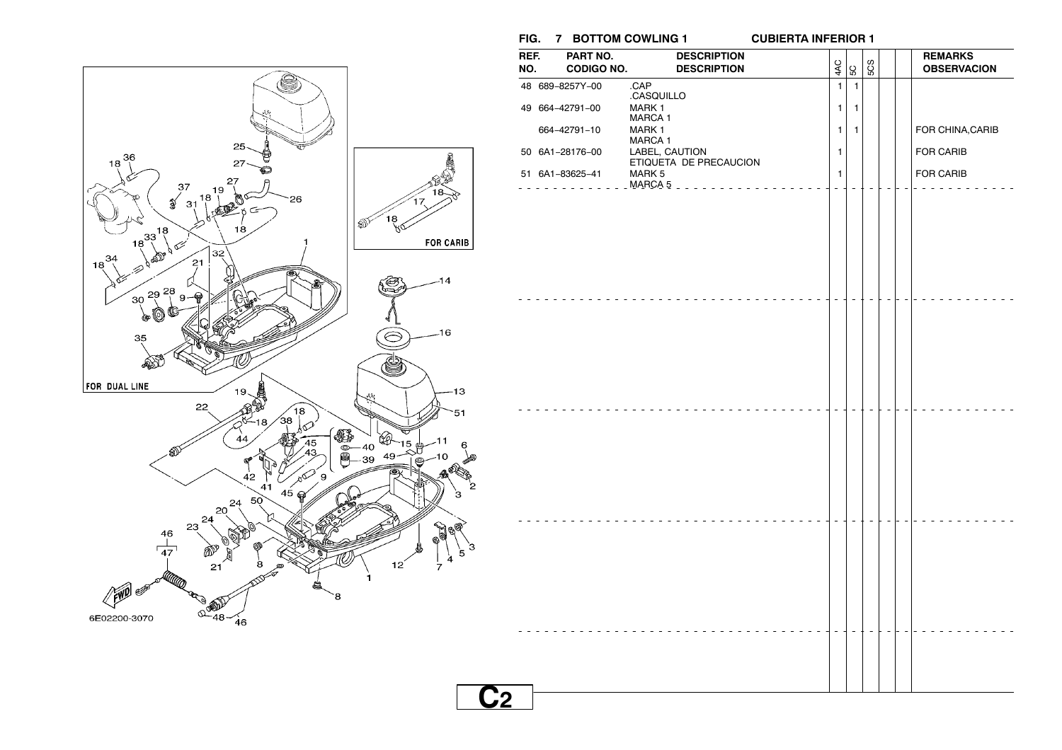## FIG. 7 BOTTOM COWLING 1 CUBIERTA INFERIOR 1

| REF. NO. | PART NO. CODIGO NO. | DESCRIPTION DESCRIPTION | 4AC | 5C | 5CS | | | REMARKS OBSERVACION |
|---|---|---|---|---|---|---|---|---|
| 48 | 689-8257Y-00 | .CAP<br>.CASQUILLO | 1 | 1 | | | | |
| 49 | 664-42791-00 | MARK 1<br>MARCA 1 | 1 | 1 | | | | |
| | 664-42791-10 | MARK 1<br>MARCA 1 | 1 | 1 | | | | FOR CHINA,CARIB |
| 50 | 6A1-28176-00 | LABEL, CAUTION<br>ETIQUETA DE PRECAUCION | 1 | | | | | FOR CARIB |
| 51 | 6A1-83625-41 | MARK 5<br>MARCA 5 | 1 | | | | | FOR CARIB |

6E02200-3070

C2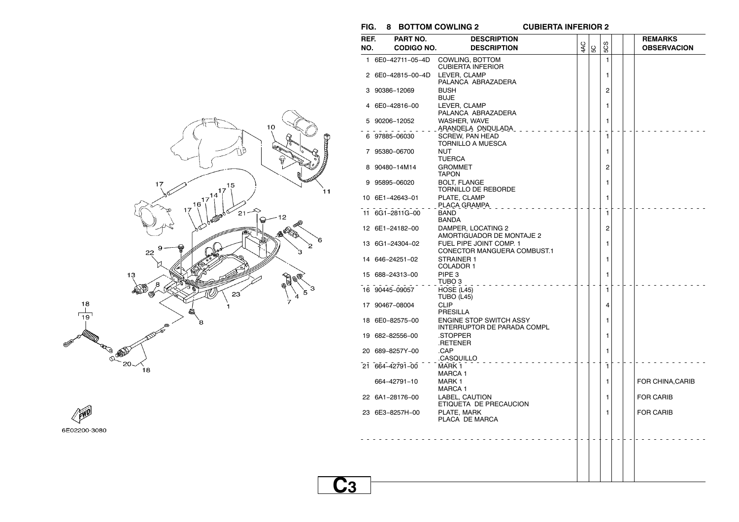## FIG. 8 BOTTOM COWLING 2 — CUBIERTA INFERIOR 2

| REF. NO. | PART NO. / CODIGO NO. | DESCRIPTION / DESCRIPTION | 4AC | 5C | 5CS | | | REMARKS / OBSERVACION |
|---|---|---|---|---|---|---|---|---|
| 1 | 6E0-42711-05-4D | COWLING, BOTTOM<br>CUBIERTA INFERIOR | | | 1 | | | |
| 2 | 6E0-42815-00-4D | LEVER, CLAMP<br>PALANCA ABRAZADERA | | | 1 | | | |
| 3 | 90386-12069 | BUSH<br>BUJE | | | 2 | | | |
| 4 | 6E0-42816-00 | LEVER, CLAMP<br>PALANCA ABRAZADERA | | | 1 | | | |
| 5 | 90206-12052 | WASHER, WAVE<br>ARANDELA ONDULADA | | | 1 | | | |
| 6 | 97885-06030 | SCREW, PAN HEAD<br>TORNILLO A MUESCA | | | 1 | | | |
| 7 | 95380-06700 | NUT<br>TUERCA | | | 1 | | | |
| 8 | 90480-14M14 | GROMMET<br>TAPON | | | 2 | | | |
| 9 | 95895-06020 | BOLT, FLANGE<br>TORNILLO DE REBORDE | | | 1 | | | |
| 10 | 6E1-42643-01 | PLATE, CLAMP<br>PLACA GRAMPA | | | 1 | | | |
| 11 | 6G1-2811G-00 | BAND<br>BANDA | | | 1 | | | |
| 12 | 6E1-24182-00 | DAMPER, LOCATING 2<br>AMORTIGUADOR DE MONTAJE 2 | | | 2 | | | |
| 13 | 6G1-24304-02 | FUEL PIPE JOINT COMP. 1<br>CONECTOR MANGUERA COMBUST.1 | | | 1 | | | |
| 14 | 646-24251-02 | STRAINER 1<br>COLADOR 1 | | | 1 | | | |
| 15 | 688-24313-00 | PIPE 3<br>TUBO 3 | | | 1 | | | |
| 16 | 90445-09057 | HOSE (L45)<br>TUBO (L45) | | | 1 | | | |
| 17 | 90467-08004 | CLIP<br>PRESILLA | | | 4 | | | |
| 18 | 6E0-82575-00 | ENGINE STOP SWITCH ASSY<br>INTERRUPTOR DE PARADA COMPL | | | 1 | | | |
| 19 | 682-82556-00 | .STOPPER<br>.RETENER | | | 1 | | | |
| 20 | 689-8257Y-00 | .CAP<br>.CASQUILLO | | | 1 | | | |
| 21 | 664-42791-00 | MARK 1<br>MARCA 1 | | | 1 | | | |
| | 664-42791-10 | MARK 1<br>MARCA 1 | | | 1 | | | FOR CHINA,CARIB |
| 22 | 6A1-28176-00 | LABEL, CAUTION<br>ETIQUETA DE PRECAUCION | | | 1 | | | FOR CARIB |
| 23 | 6E3-8257H-00 | PLATE, MARK<br>PLACA DE MARCA | | | 1 | | | FOR CARIB |

6E02200-3080

C3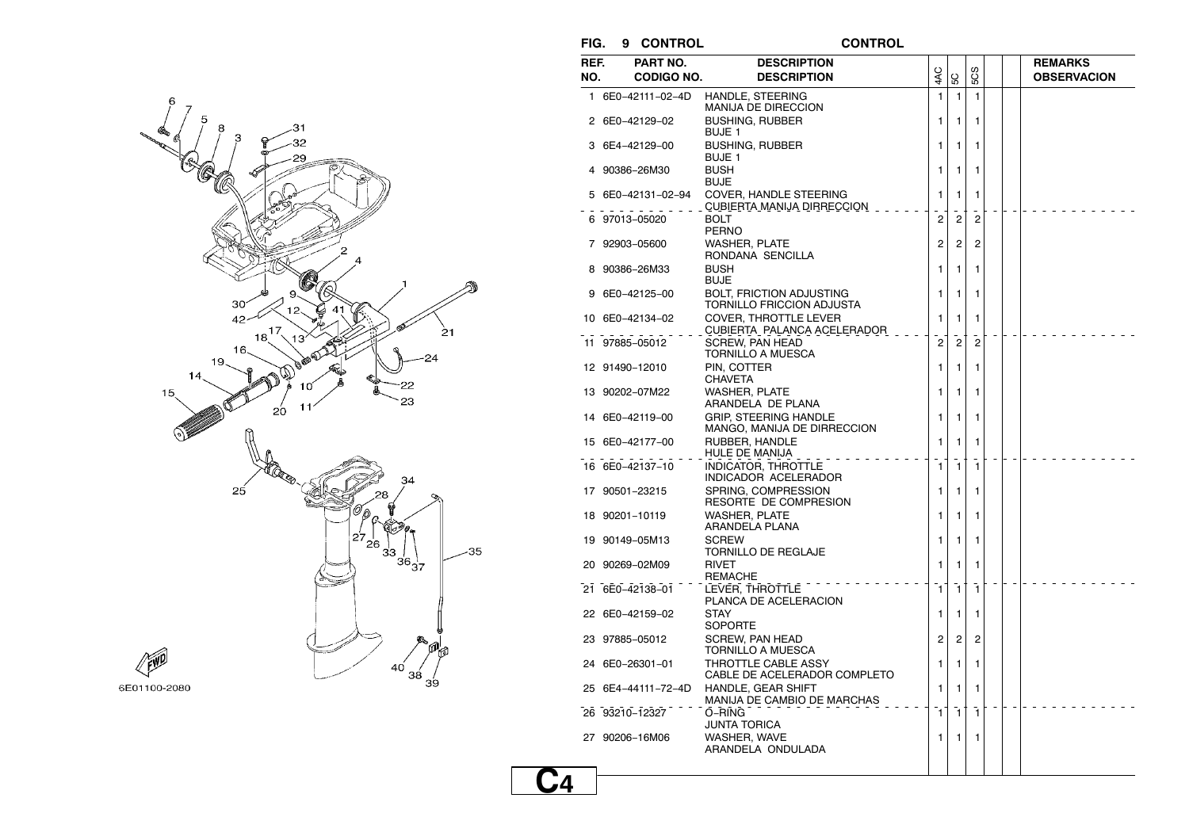## FIG. 9 CONTROL — CONTROL

| REF. NO. | PART NO. / CODIGO NO. | DESCRIPTION / DESCRIPTION | 4AC | 5C | 5CS | | | REMARKS / OBSERVACION |
|---|---|---|---|---|---|---|---|---|
| 1 | 6E0-42111-02-4D | HANDLE, STEERING<br>MANIJA DE DIRECCION | 1 | 1 | 1 | | | |
| 2 | 6E0-42129-02 | BUSHING, RUBBER<br>BUJE 1 | 1 | 1 | 1 | | | |
| 3 | 6E4-42129-00 | BUSHING, RUBBER<br>BUJE 1 | 1 | 1 | 1 | | | |
| 4 | 90386-26M30 | BUSH<br>BUJE | 1 | 1 | 1 | | | |
| 5 | 6E0-42131-02-94 | COVER, HANDLE STEERING<br>CUBIERTA MANIJA DIRRECCION | 1 | 1 | 1 | | | |
| 6 | 97013-05020 | BOLT<br>PERNO | 2 | 2 | 2 | | | |
| 7 | 92903-05600 | WASHER, PLATE<br>RONDANA SENCILLA | 2 | 2 | 2 | | | |
| 8 | 90386-26M33 | BUSH<br>BUJE | 1 | 1 | 1 | | | |
| 9 | 6E0-42125-00 | BOLT, FRICTION ADJUSTING<br>TORNILLO FRICCION ADJUSTA | 1 | 1 | 1 | | | |
| 10 | 6E0-42134-02 | COVER, THROTTLE LEVER<br>CUBIERTA PALANCA ACELERADOR | 1 | 1 | 1 | | | |
| 11 | 97885-05012 | SCREW, PAN HEAD<br>TORNILLO A MUESCA | 2 | 2 | 2 | | | |
| 12 | 91490-12010 | PIN, COTTER<br>CHAVETA | 1 | 1 | 1 | | | |
| 13 | 90202-07M22 | WASHER, PLATE<br>ARANDELA DE PLANA | 1 | 1 | 1 | | | |
| 14 | 6E0-42119-00 | GRIP, STEERING HANDLE<br>MANGO, MANIJA DE DIRRECCION | 1 | 1 | 1 | | | |
| 15 | 6E0-42177-00 | RUBBER, HANDLE<br>HULE DE MANIJA | 1 | 1 | 1 | | | |
| 16 | 6E0-42137-10 | INDICATOR, THROTTLE<br>INDICADOR ACELERADOR | 1 | 1 | 1 | | | |
| 17 | 90501-23215 | SPRING, COMPRESSION<br>RESORTE DE COMPRESION | 1 | 1 | 1 | | | |
| 18 | 90201-10119 | WASHER, PLATE<br>ARANDELA PLANA | 1 | 1 | 1 | | | |
| 19 | 90149-05M13 | SCREW<br>TORNILLO DE REGLAJE | 1 | 1 | 1 | | | |
| 20 | 90269-02M09 | RIVET<br>REMACHE | 1 | 1 | 1 | | | |
| 21 | 6E0-42138-01 | LEVER, THROTTLE<br>PLANCA DE ACELERACION | 1 | 1 | 1 | | | |
| 22 | 6E0-42159-02 | STAY<br>SOPORTE | 1 | 1 | 1 | | | |
| 23 | 97885-05012 | SCREW, PAN HEAD<br>TORNILLO A MUESCA | 2 | 2 | 2 | | | |
| 24 | 6E0-26301-01 | THROTTLE CABLE ASSY<br>CABLE DE ACELERADOR COMPLETO | 1 | 1 | 1 | | | |
| 25 | 6E4-44111-72-4D | HANDLE, GEAR SHIFT<br>MANIJA DE CAMBIO DE MARCHAS | 1 | 1 | 1 | | | |
| 26 | 93210-12327 | O-RING<br>JUNTA TORICA | 1 | 1 | 1 | | | |
| 27 | 90206-16M06 | WASHER, WAVE<br>ARANDELA ONDULADA | 1 | 1 | 1 | | | |

6E01100-2080

C4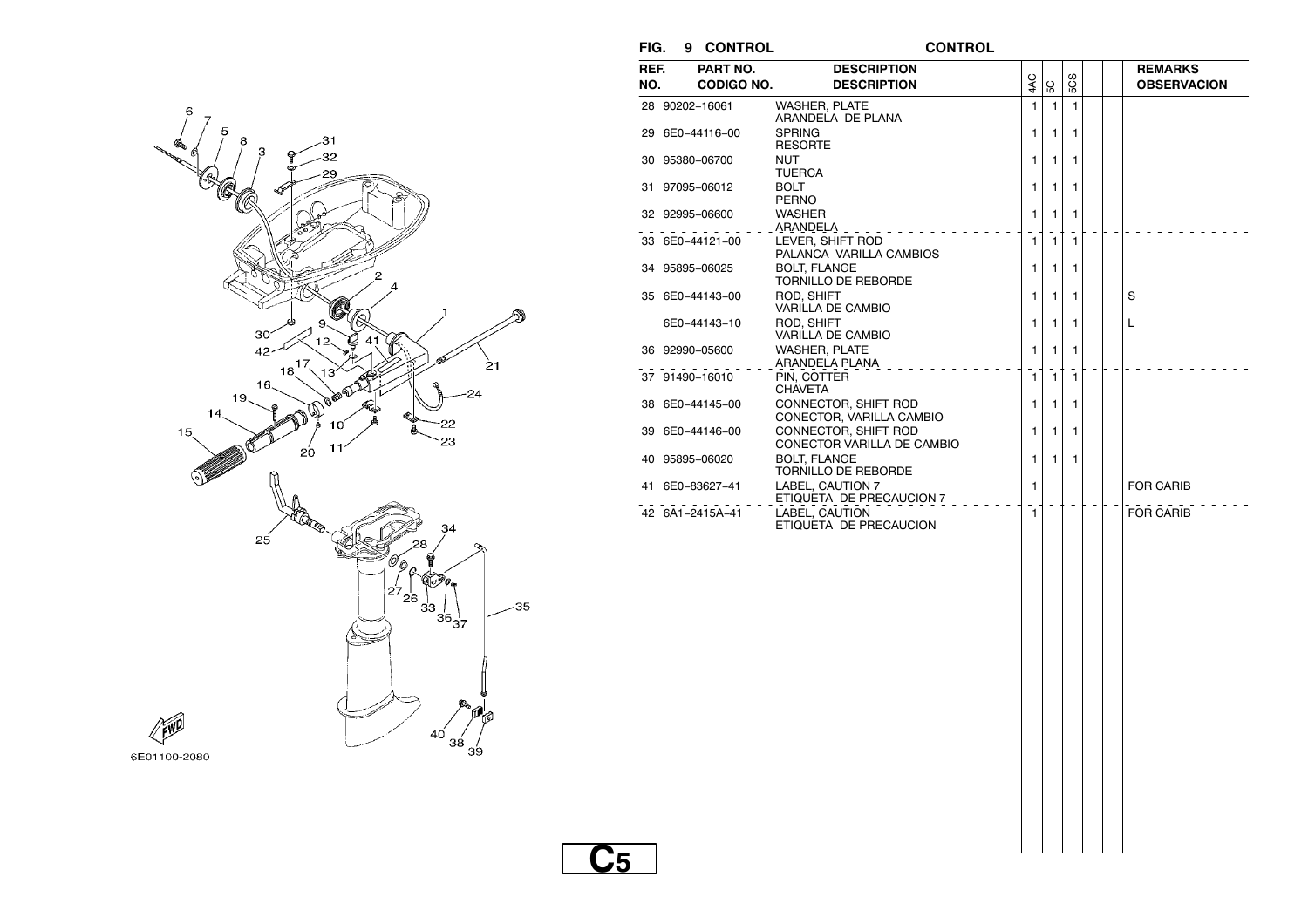## FIG. 9 CONTROL — CONTROL

| REF. NO. | PART NO. / CODIGO NO. | DESCRIPTION / DESCRIPTION | 4AC | 5C | 5CS | | | REMARKS / OBSERVACION |
|---|---|---|---|---|---|---|---|---|
| 28 | 90202-16061 | WASHER, PLATE<br>ARANDELA DE PLANA | 1 | 1 | 1 | | | |
| 29 | 6E0-44116-00 | SPRING<br>RESORTE | 1 | 1 | 1 | | | |
| 30 | 95380-06700 | NUT<br>TUERCA | 1 | 1 | 1 | | | |
| 31 | 97095-06012 | BOLT<br>PERNO | 1 | 1 | 1 | | | |
| 32 | 92995-06600 | WASHER<br>ARANDELA | 1 | 1 | 1 | | | |
| 33 | 6E0-44121-00 | LEVER, SHIFT ROD<br>PALANCA VARILLA CAMBIOS | 1 | 1 | 1 | | | |
| 34 | 95895-06025 | BOLT, FLANGE<br>TORNILLO DE REBORDE | 1 | 1 | 1 | | | |
| 35 | 6E0-44143-00 | ROD, SHIFT<br>VARILLA DE CAMBIO | 1 | 1 | 1 | | | S |
| | 6E0-44143-10 | ROD, SHIFT<br>VARILLA DE CAMBIO | 1 | 1 | 1 | | | L |
| 36 | 92990-05600 | WASHER, PLATE<br>ARANDELA PLANA | 1 | 1 | 1 | | | |
| 37 | 91490-16010 | PIN, COTTER<br>CHAVETA | 1 | 1 | 1 | | | |
| 38 | 6E0-44145-00 | CONNECTOR, SHIFT ROD<br>CONECTOR, VARILLA CAMBIO | 1 | 1 | 1 | | | |
| 39 | 6E0-44146-00 | CONNECTOR, SHIFT ROD<br>CONECTOR VARILLA DE CAMBIO | 1 | 1 | 1 | | | |
| 40 | 95895-06020 | BOLT, FLANGE<br>TORNILLO DE REBORDE | 1 | 1 | 1 | | | |
| 41 | 6E0-83627-41 | LABEL, CAUTION 7<br>ETIQUETA DE PRECAUCION 7 | 1 | | | | | FOR CARIB |
| 42 | 6A1-2415A-41 | LABEL, CAUTION<br>ETIQUETA DE PRECAUCION | 1 | | | | | FOR CARIB |

6E01100-2080

C5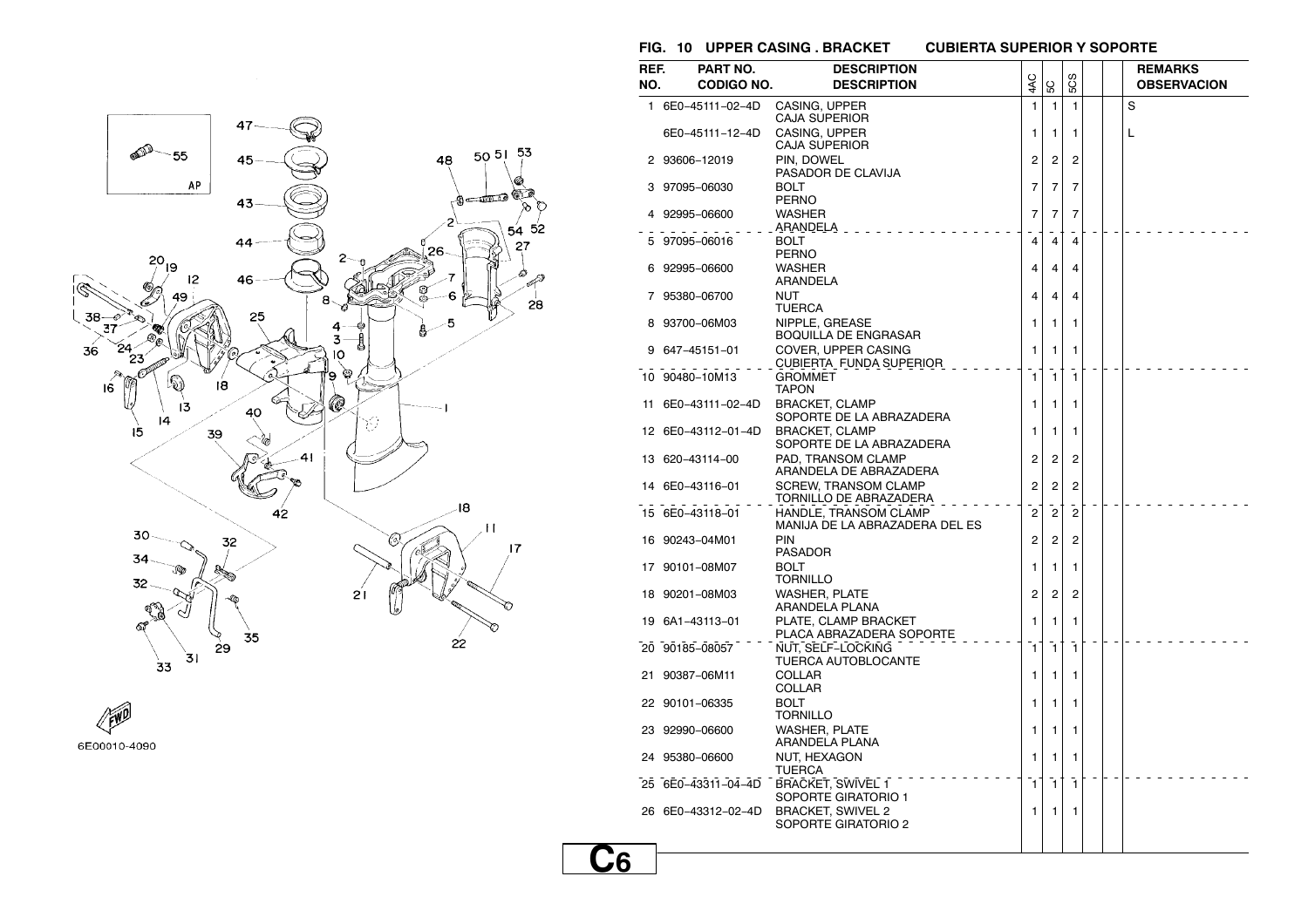## FIG. 10 UPPER CASING . BRACKET    CUBIERTA SUPERIOR Y SOPORTE

| REF. NO. | PART NO. CODIGO NO. | DESCRIPTION DESCRIPTION | 4AC | 5C | 5CS | | | REMARKS OBSERVACION |
|---|---|---|---|---|---|---|---|---|
| 1 | 6E0–45111–02–4D | CASING, UPPER CAJA SUPERIOR | 1 | 1 | 1 | | | S |
| | 6E0–45111–12–4D | CASING, UPPER CAJA SUPERIOR | 1 | 1 | 1 | | | L |
| 2 | 93606–12019 | PIN, DOWEL PASADOR DE CLAVIJA | 2 | 2 | 2 | | | |
| 3 | 97095–06030 | BOLT PERNO | 7 | 7 | 7 | | | |
| 4 | 92995–06600 | WASHER ARANDELA | 7 | 7 | 7 | | | |
| 5 | 97095–06016 | BOLT PERNO | 4 | 4 | 4 | | | |
| 6 | 92995–06600 | WASHER ARANDELA | 4 | 4 | 4 | | | |
| 7 | 95380–06700 | NUT TUERCA | 4 | 4 | 4 | | | |
| 8 | 93700–06M03 | NIPPLE, GREASE BOQUILLA DE ENGRASAR | 1 | 1 | 1 | | | |
| 9 | 647–45151–01 | COVER, UPPER CASING CUBIERTA FUNDA SUPERIOR | 1 | 1 | 1 | | | |
| 10 | 90480–10M13 | GROMMET TAPON | 1 | 1 | 1 | | | |
| 11 | 6E0–43111–02–4D | BRACKET, CLAMP SOPORTE DE LA ABRAZADERA | 1 | 1 | 1 | | | |
| 12 | 6E0–43112–01–4D | BRACKET, CLAMP SOPORTE DE LA ABRAZADERA | 1 | 1 | 1 | | | |
| 13 | 620–43114–00 | PAD, TRANSOM CLAMP ARANDELA DE ABRAZADERA | 2 | 2 | 2 | | | |
| 14 | 6E0–43116–01 | SCREW, TRANSOM CLAMP TORNILLO DE ABRAZADERA | 2 | 2 | 2 | | | |
| 15 | 6E0–43118–01 | HANDLE, TRANSOM CLAMP MANIJA DE LA ABRAZADERA DEL ES | 2 | 2 | 2 | | | |
| 16 | 90243–04M01 | PIN PASADOR | 2 | 2 | 2 | | | |
| 17 | 90101–08M07 | BOLT TORNILLO | 1 | 1 | 1 | | | |
| 18 | 90201–08M03 | WASHER, PLATE ARANDELA PLANA | 2 | 2 | 2 | | | |
| 19 | 6A1–43113–01 | PLATE, CLAMP BRACKET PLACA ABRAZADERA SOPORTE | 1 | 1 | 1 | | | |
| 20 | 90185–08057 | NUT, SELF–LOCKING TUERCA AUTOBLOCANTE | 1 | 1 | 1 | | | |
| 21 | 90387–06M11 | COLLAR COLLAR | 1 | 1 | 1 | | | |
| 22 | 90101–06335 | BOLT TORNILLO | 1 | 1 | 1 | | | |
| 23 | 92990–06600 | WASHER, PLATE ARANDELA PLANA | 1 | 1 | 1 | | | |
| 24 | 95380–06600 | NUT, HEXAGON TUERCA | 1 | 1 | 1 | | | |
| 25 | 6E0–43311–04–4D | BRACKET, SWIVEL 1 SOPORTE GIRATORIO 1 | 1 | 1 | 1 | | | |
| 26 | 6E0–43312–02–4D | BRACKET, SWIVEL 2 SOPORTE GIRATORIO 2 | 1 | 1 | 1 | | | |

6E00010-4090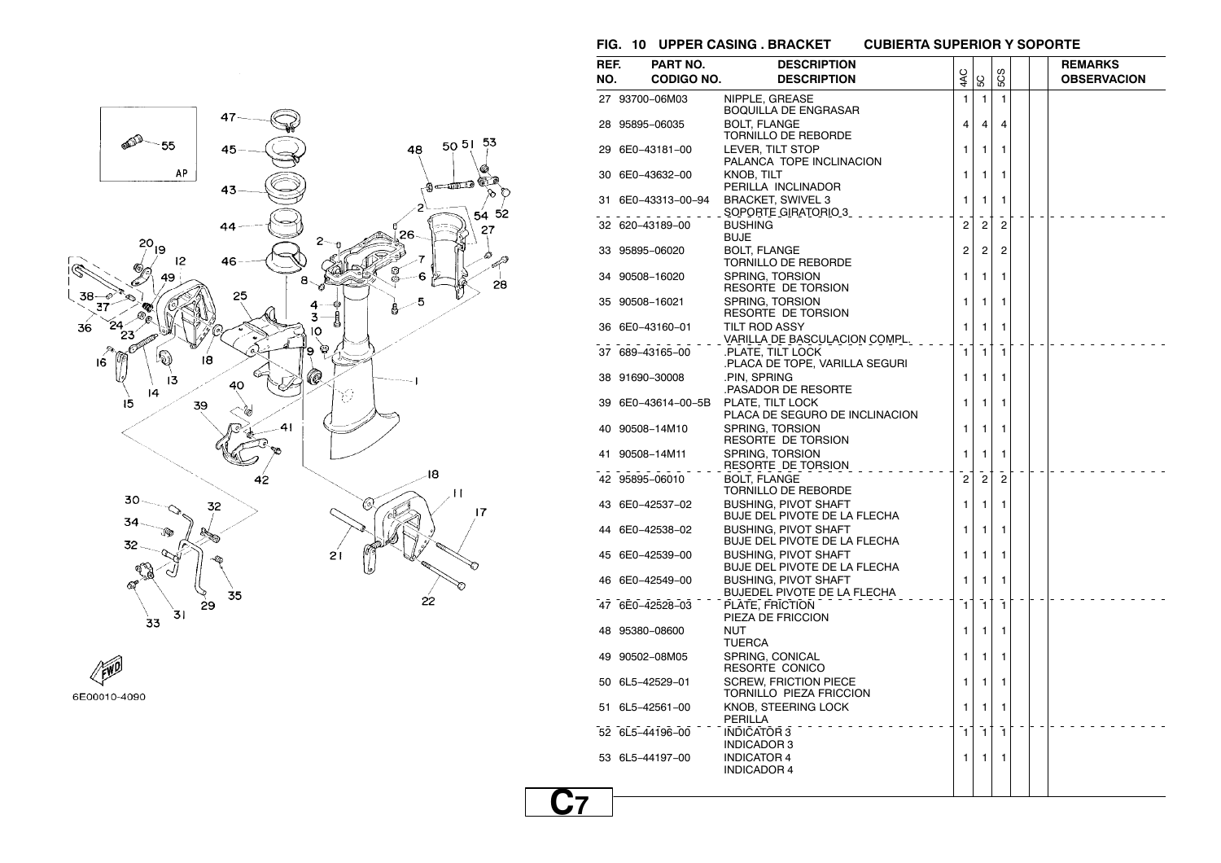## FIG. 10 UPPER CASING . BRACKET — CUBIERTA SUPERIOR Y SOPORTE

| REF. NO. | PART NO. / CODIGO NO. | DESCRIPTION / DESCRIPTION | 4AC | 5C | 5CS | | | REMARKS / OBSERVACION |
|---|---|---|---|---|---|---|---|---|
| 27 | 93700-06M03 | NIPPLE, GREASE<br>BOQUILLA DE ENGRASAR | 1 | 1 | 1 | | | |
| 28 | 95895-06035 | BOLT, FLANGE<br>TORNILLO DE REBORDE | 4 | 4 | 4 | | | |
| 29 | 6E0-43181-00 | LEVER, TILT STOP<br>PALANCA TOPE INCLINACION | 1 | 1 | 1 | | | |
| 30 | 6E0-43632-00 | KNOB, TILT<br>PERILLA INCLINADOR | 1 | 1 | 1 | | | |
| 31 | 6E0-43313-00-94 | BRACKET, SWIVEL 3<br>SOPORTE GIRATORIO 3 | 1 | 1 | 1 | | | |
| 32 | 620-43189-00 | BUSHING<br>BUJE | 2 | 2 | 2 | | | |
| 33 | 95895-06020 | BOLT, FLANGE<br>TORNILLO DE REBORDE | 2 | 2 | 2 | | | |
| 34 | 90508-16020 | SPRING, TORSION<br>RESORTE DE TORSION | 1 | 1 | 1 | | | |
| 35 | 90508-16021 | SPRING, TORSION<br>RESORTE DE TORSION | 1 | 1 | 1 | | | |
| 36 | 6E0-43160-01 | TILT ROD ASSY<br>VARILLA DE BASCULACION COMPL. | 1 | 1 | 1 | | | |
| 37 | 689-43165-00 | .PLATE, TILT LOCK<br>.PLACA DE TOPE, VARILLA SEGURI | 1 | 1 | 1 | | | |
| 38 | 91690-30008 | .PIN, SPRING<br>.PASADOR DE RESORTE | 1 | 1 | 1 | | | |
| 39 | 6E0-43614-00-5B | PLATE, TILT LOCK<br>PLACA DE SEGURO DE INCLINACION | 1 | 1 | 1 | | | |
| 40 | 90508-14M10 | SPRING, TORSION<br>RESORTE DE TORSION | 1 | 1 | 1 | | | |
| 41 | 90508-14M11 | SPRING, TORSION<br>RESORTE DE TORSION | 1 | 1 | 1 | | | |
| 42 | 95895-06010 | BOLT, FLANGE<br>TORNILLO DE REBORDE | 2 | 2 | 2 | | | |
| 43 | 6E0-42537-02 | BUSHING, PIVOT SHAFT<br>BUJE DEL PIVOTE DE LA FLECHA | 1 | 1 | 1 | | | |
| 44 | 6E0-42538-02 | BUSHING, PIVOT SHAFT<br>BUJE DEL PIVOTE DE LA FLECHA | 1 | 1 | 1 | | | |
| 45 | 6E0-42539-00 | BUSHING, PIVOT SHAFT<br>BUJE DEL PIVOTE DE LA FLECHA | 1 | 1 | 1 | | | |
| 46 | 6E0-42549-00 | BUSHING, PIVOT SHAFT<br>BUJEDEL PIVOTE DE LA FLECHA | 1 | 1 | 1 | | | |
| 47 | 6E0-42528-03 | PLATE, FRICTION<br>PIEZA DE FRICCION | 1 | 1 | 1 | | | |
| 48 | 95380-08600 | NUT<br>TUERCA | 1 | 1 | 1 | | | |
| 49 | 90502-08M05 | SPRING, CONICAL<br>RESORTE CONICO | 1 | 1 | 1 | | | |
| 50 | 6L5-42529-01 | SCREW, FRICTION PIECE<br>TORNILLO PIEZA FRICCION | 1 | 1 | 1 | | | |
| 51 | 6L5-42561-00 | KNOB, STEERING LOCK<br>PERILLA | 1 | 1 | 1 | | | |
| 52 | 6L5-44196-00 | INDICATOR 3<br>INDICADOR 3 | 1 | 1 | 1 | | | |
| 53 | 6L5-44197-00 | INDICATOR 4<br>INDICADOR 4 | 1 | 1 | 1 | | | |

6E00010-4090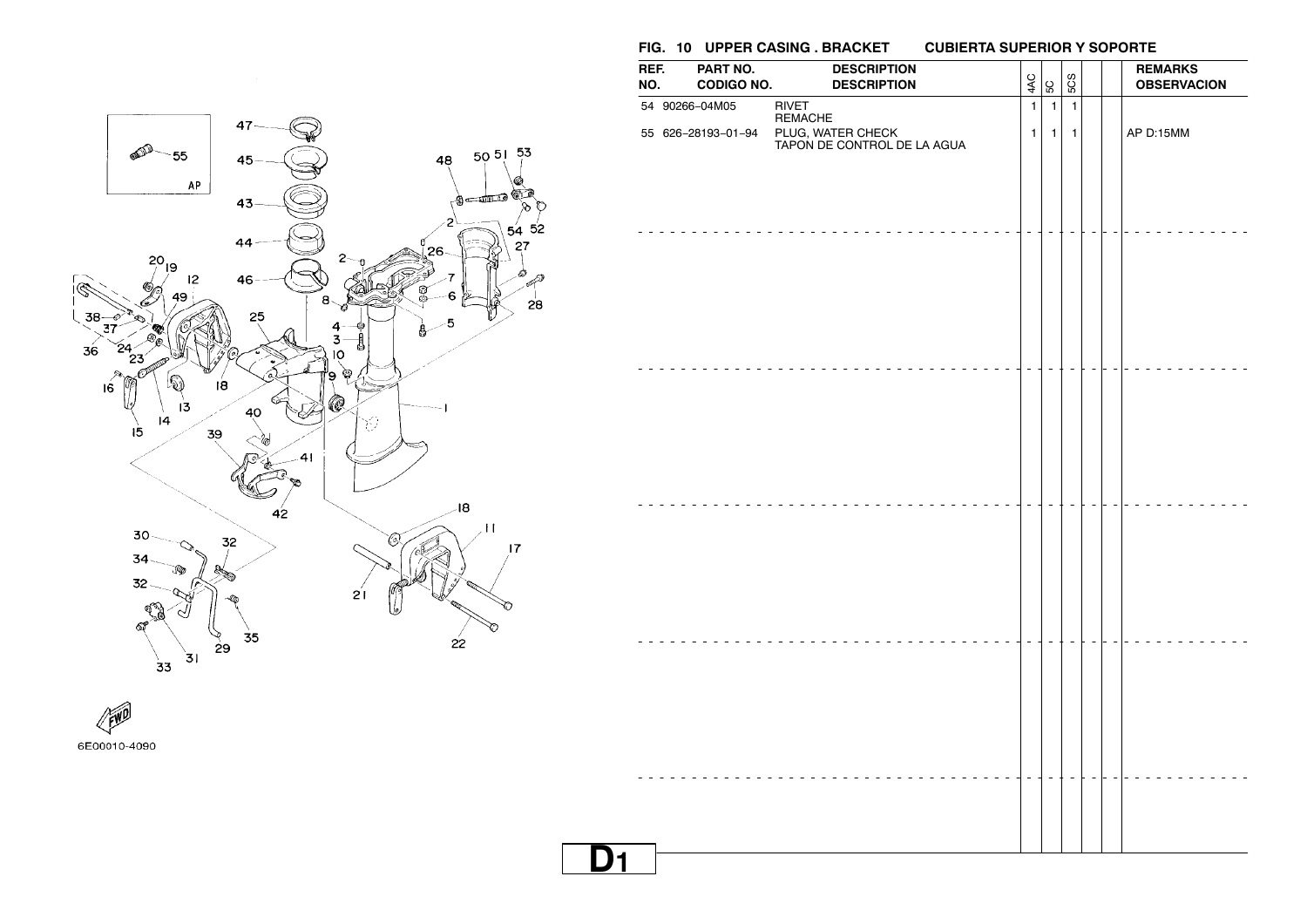## FIG. 10 UPPER CASING . BRACKET CUBIERTA SUPERIOR Y SOPORTE

| REF. NO. | PART NO. / CODIGO NO. | DESCRIPTION / DESCRIPTION | 4AC | 5C | 5CS | | | REMARKS / OBSERVACION |
|---|---|---|---|---|---|---|---|---|
| 54 | 90266-04M05 | RIVET<br>REMACHE | 1 | 1 | 1 | | | |
| 55 | 626-28193-01-94 | PLUG, WATER CHECK<br>TAPON DE CONTROL DE LA AGUA | 1 | 1 | 1 | | | AP D:15MM |

6E00010-4090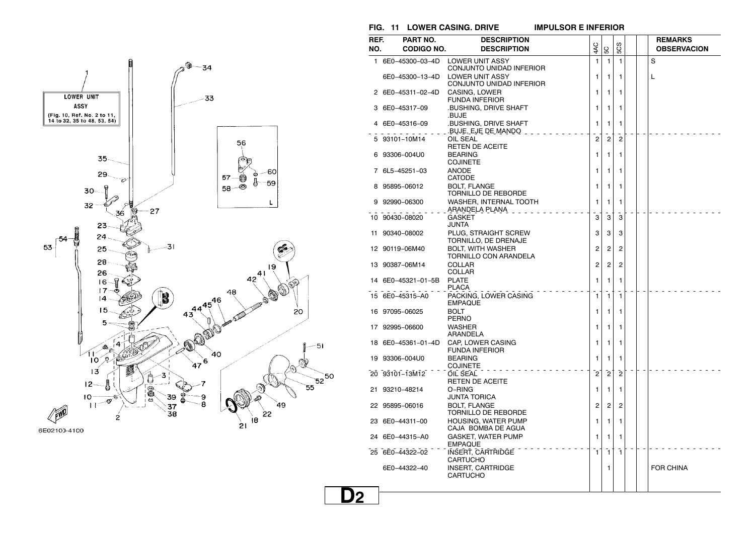## FIG. 11 LOWER CASING. DRIVE — IMPULSOR E INFERIOR

| REF. NO. | PART NO. / CODIGO NO. | DESCRIPTION / DESCRIPTION | 4AC | 5C | 5CS | | | REMARKS / OBSERVACION |
|---|---|---|---|---|---|---|---|---|
| 1 | 6E0-45300-03-4D | LOWER UNIT ASSY<br>CONJUNTO UNIDAD INFERIOR | 1 | 1 | 1 | | | S |
| | 6E0-45300-13-4D | LOWER UNIT ASSY<br>CONJUNTO UNIDAD INFERIOR | 1 | 1 | 1 | | | L |
| 2 | 6E0-45311-02-4D | CASING, LOWER<br>FUNDA INFERIOR | 1 | 1 | 1 | | | |
| 3 | 6E0-45317-09 | .BUSHING, DRIVE SHAFT<br>.BUJE | 1 | 1 | 1 | | | |
| 4 | 6E0-45316-09 | .BUSHING, DRIVE SHAFT<br>.BUJE, EJE DE MANDO | 1 | 1 | 1 | | | |
| 5 | 93101-10M14 | OIL SEAL<br>RETEN DE ACEITE | 2 | 2 | 2 | | | |
| 6 | 93306-004U0 | BEARING<br>COJINETE | 1 | 1 | 1 | | | |
| 7 | 6L5-45251-03 | ANODE<br>CATODE | 1 | 1 | 1 | | | |
| 8 | 95895-06012 | BOLT, FLANGE<br>TORNILLO DE REBORDE | 1 | 1 | 1 | | | |
| 9 | 92990-06300 | WASHER, INTERNAL TOOTH<br>ARANDELA PLANA | 1 | 1 | 1 | | | |
| 10 | 90430-08020 | GASKET<br>JUNTA | 3 | 3 | 3 | | | |
| 11 | 90340-08002 | PLUG, STRAIGHT SCREW<br>TORNILLO, DE DRENAJE | 3 | 3 | 3 | | | |
| 12 | 90119-06M40 | BOLT, WITH WASHER<br>TORNILLO CON ARANDELA | 2 | 2 | 2 | | | |
| 13 | 90387-06M14 | COLLAR<br>COLLAR | 2 | 2 | 2 | | | |
| 14 | 6E0-45321-01-5B | PLATE<br>PLACA | 1 | 1 | 1 | | | |
| 15 | 6E0-45315-A0 | PACKING, LOWER CASING<br>EMPAQUE | 1 | 1 | 1 | | | |
| 16 | 97095-06025 | BOLT<br>PERNO | 1 | 1 | 1 | | | |
| 17 | 92995-06600 | WASHER<br>ARANDELA | 1 | 1 | 1 | | | |
| 18 | 6E0-45361-01-4D | CAP, LOWER CASING<br>FUNDA INFERIOR | 1 | 1 | 1 | | | |
| 19 | 93306-004U0 | BEARING<br>COJINETE | 1 | 1 | 1 | | | |
| 20 | 93101-13M12 | OIL SEAL<br>RETEN DE ACEITE | 2 | 2 | 2 | | | |
| 21 | 93210-48214 | O-RING<br>JUNTA TORICA | 1 | 1 | 1 | | | |
| 22 | 95895-06016 | BOLT, FLANGE<br>TORNILLO DE REBORDE | 2 | 2 | 2 | | | |
| 23 | 6E0-44311-00 | HOUSING, WATER PUMP<br>CAJA BOMBA DE AGUA | 1 | 1 | 1 | | | |
| 24 | 6E0-44315-A0 | GASKET, WATER PUMP<br>EMPAQUE | 1 | 1 | 1 | | | |
| 25 | 6E0-44322-02 | INSERT, CARTRIDGE<br>CARTUCHO | 1 | 1 | 1 | | | |
| | 6E0-44322-40 | INSERT, CARTRIDGE<br>CARTUCHO | | 1 | | | | FOR CHINA |

LOWER UNIT ASSY (Fig. 10, Ref. No. 2 to 11, 14 to 32, 35 to 48, 53, 54)

6E02103-4100

D2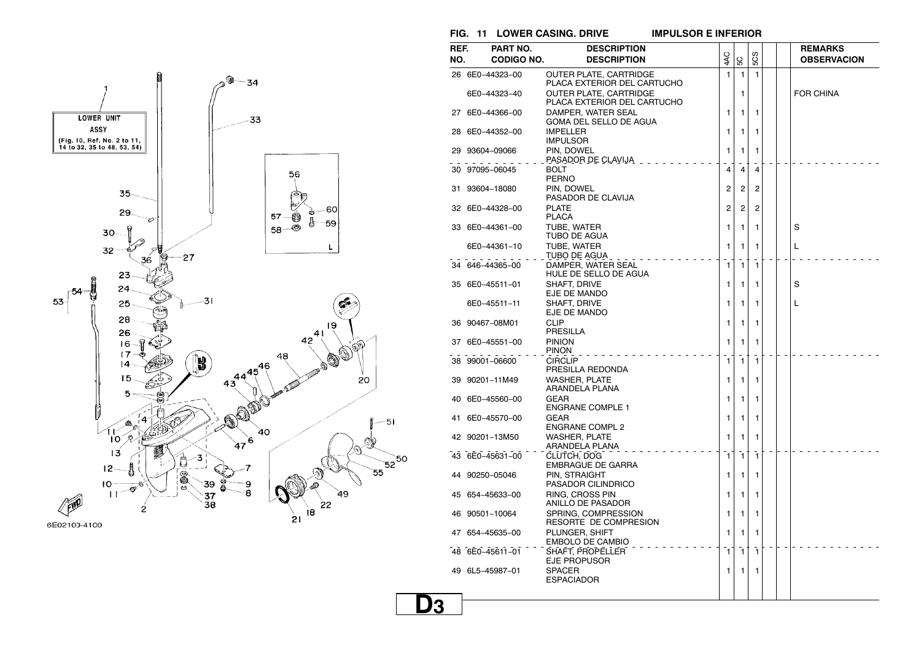## FIG. 11 LOWER CASING. DRIVE — IMPULSOR E INFERIOR

| REF. NO. | PART NO. / CODIGO NO. | DESCRIPTION / DESCRIPTION | 4AC | 5C | 5CS | | | REMARKS / OBSERVACION |
|---|---|---|---|---|---|---|---|---|
| 26 | 6E0-44323-00 | OUTER PLATE, CARTRIDGE<br>PLACA EXTERIOR DEL CARTUCHO | 1 | 1 | 1 | | | |
| | 6E0-44323-40 | OUTER PLATE, CARTRIDGE<br>PLACA EXTERIOR DEL CARTUCHO | | 1 | | | | FOR CHINA |
| 27 | 6E0-44366-00 | DAMPER, WATER SEAL<br>GOMA DEL SELLO DE AGUA | 1 | 1 | 1 | | | |
| 28 | 6E0-44352-00 | IMPELLER<br>IMPULSOR | 1 | 1 | 1 | | | |
| 29 | 93604-09066 | PIN, DOWEL<br>PASADOR DE CLAVIJA | 1 | 1 | 1 | | | |
| 30 | 97095-06045 | BOLT<br>PERNO | 4 | 4 | 4 | | | |
| 31 | 93604-18080 | PIN, DOWEL<br>PASADOR DE CLAVIJA | 2 | 2 | 2 | | | |
| 32 | 6E0-44328-00 | PLATE<br>PLACA | 2 | 2 | 2 | | | |
| 33 | 6E0-44361-00 | TUBE, WATER<br>TUBO DE AGUA | 1 | 1 | 1 | | | S |
| | 6E0-44361-10 | TUBE, WATER<br>TUBO DE AGUA | 1 | 1 | 1 | | | L |
| 34 | 646-44365-00 | DAMPER, WATER SEAL<br>HULE DE SELLO DE AGUA | 1 | 1 | 1 | | | |
| 35 | 6E0-45511-01 | SHAFT, DRIVE<br>EJE DE MANDO | 1 | 1 | 1 | | | S |
| | 6E0-45511-11 | SHAFT, DRIVE<br>EJE DE MANDO | 1 | 1 | 1 | | | L |
| 36 | 90467-08M01 | CLIP<br>PRESILLA | 1 | 1 | 1 | | | |
| 37 | 6E0-45551-00 | PINION<br>PINON | 1 | 1 | 1 | | | |
| 38 | 99001-06600 | CIRCLIP<br>PRESILLA REDONDA | 1 | 1 | 1 | | | |
| 39 | 90201-11M49 | WASHER, PLATE<br>ARANDELA PLANA | 1 | 1 | 1 | | | |
| 40 | 6E0-45560-00 | GEAR<br>ENGRANE COMPLE 1 | 1 | 1 | 1 | | | |
| 41 | 6E0-45570-00 | GEAR<br>ENGRANE COMPL 2 | 1 | 1 | 1 | | | |
| 42 | 90201-13M50 | WASHER, PLATE<br>ARANDELA PLANA | 1 | 1 | 1 | | | |
| 43 | 6E0-45631-00 | CLUTCH, DOG<br>EMBRAGUE DE GARRA | 1 | 1 | 1 | | | |
| 44 | 90250-05046 | PIN, STRAIGHT<br>PASADOR CILINDRICO | 1 | 1 | 1 | | | |
| 45 | 654-45633-00 | RING, CROSS PIN<br>ANILLO DE PASADOR | 1 | 1 | 1 | | | |
| 46 | 90501-10064 | SPRING, COMPRESSION<br>RESORTE DE COMPRESION | 1 | 1 | 1 | | | |
| 47 | 654-45635-00 | PLUNGER, SHIFT<br>EMBOLO DE CAMBIO | 1 | 1 | 1 | | | |
| 48 | 6E0-45611-01 | SHAFT, PROPELLER<br>EJE PROPUSOR | 1 | 1 | 1 | | | |
| 49 | 6L5-45987-01 | SPACER<br>ESPACIADOR | 1 | 1 | 1 | | | |

LOWER UNIT ASSY (Fig. 10, Ref. No. 2 to 11, 14 to 32, 35 to 48, 53, 54)

6E02100-4100

D3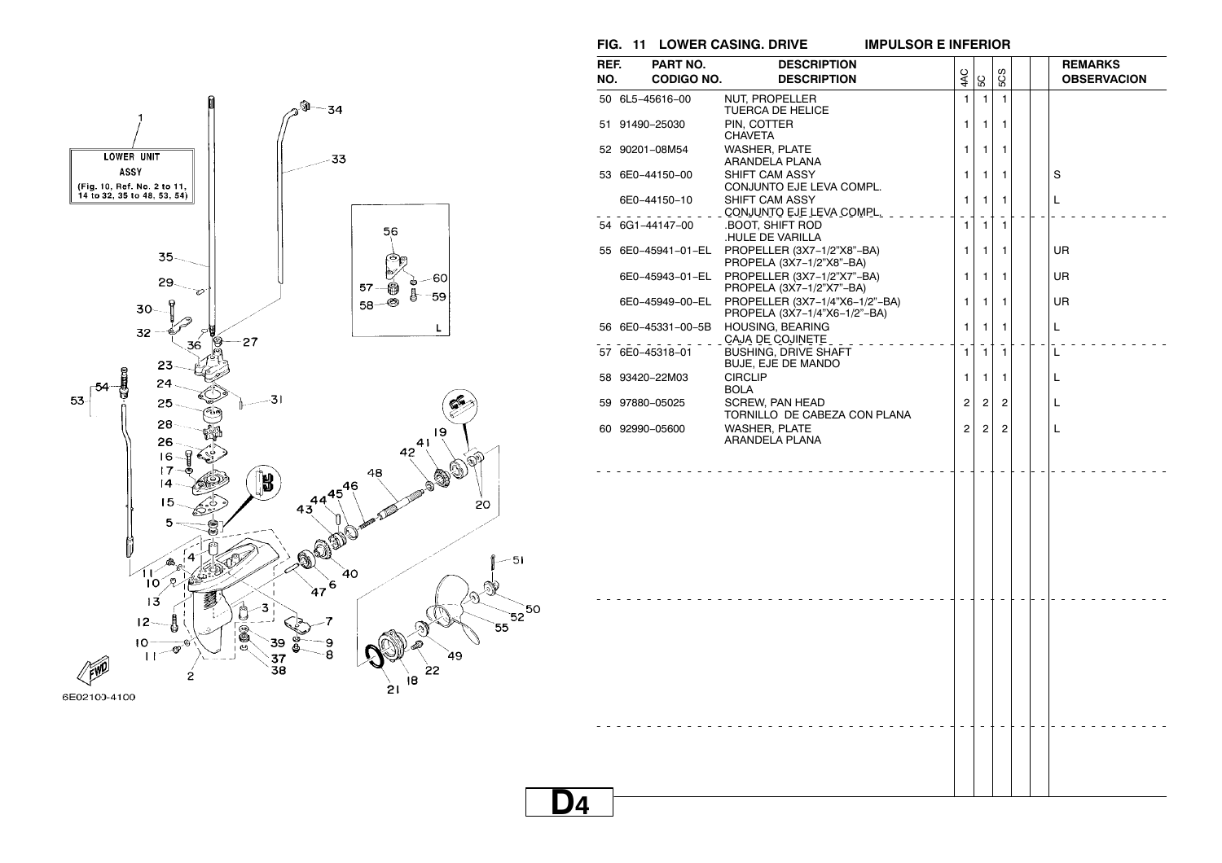## FIG. 11 LOWER CASING. DRIVE — IMPULSOR E INFERIOR

| REF. NO. | PART NO. / CODIGO NO. | DESCRIPTION / DESCRIPTION | 4AC | 5C | 5CS | | | REMARKS / OBSERVACION |
|---|---|---|---|---|---|---|---|---|
| 50 | 6L5-45616-00 | NUT, PROPELLER<br>TUERCA DE HELICE | 1 | 1 | 1 | | | |
| 51 | 91490-25030 | PIN, COTTER<br>CHAVETA | 1 | 1 | 1 | | | |
| 52 | 90201-08M54 | WASHER, PLATE<br>ARANDELA PLANA | 1 | 1 | 1 | | | |
| 53 | 6E0-44150-00 | SHIFT CAM ASSY<br>CONJUNTO EJE LEVA COMPL. | 1 | 1 | 1 | | | S |
| | 6E0-44150-10 | SHIFT CAM ASSY<br>CONJUNTO EJE LEVA COMPL. | 1 | 1 | 1 | | | L |
| 54 | 6G1-44147-00 | .BOOT, SHIFT ROD<br>.HULE DE VARILLA | 1 | 1 | 1 | | | |
| 55 | 6E0-45941-01-EL | PROPELLER (3X7-1/2"X8"-BA)<br>PROPELA (3X7-1/2"X8"-BA) | 1 | 1 | 1 | | | UR |
| | 6E0-45943-01-EL | PROPELLER (3X7-1/2"X7"-BA)<br>PROPELA (3X7-1/2"X7"-BA) | 1 | 1 | 1 | | | UR |
| | 6E0-45949-00-EL | PROPELLER (3X7-1/4"X6-1/2"-BA)<br>PROPELA (3X7-1/4"X6-1/2"-BA) | 1 | 1 | 1 | | | UR |
| 56 | 6E0-45331-00-5B | HOUSING, BEARING<br>CAJA DE COJINETE | 1 | 1 | 1 | | | L |
| 57 | 6E0-45318-01 | BUSHING, DRIVE SHAFT<br>BUJE, EJE DE MANDO | 1 | 1 | 1 | | | L |
| 58 | 93420-22M03 | CIRCLIP<br>BOLA | 1 | 1 | 1 | | | L |
| 59 | 97880-05025 | SCREW, PAN HEAD<br>TORNILLO DE CABEZA CON PLANA | 2 | 2 | 2 | | | L |
| 60 | 92990-05600 | WASHER, PLATE<br>ARANDELA PLANA | 2 | 2 | 2 | | | L |

LOWER UNIT ASSY (Fig. 10, Ref. No. 2 to 11, 14 to 32, 35 to 48, 53, 54)

6E02100-4100

D4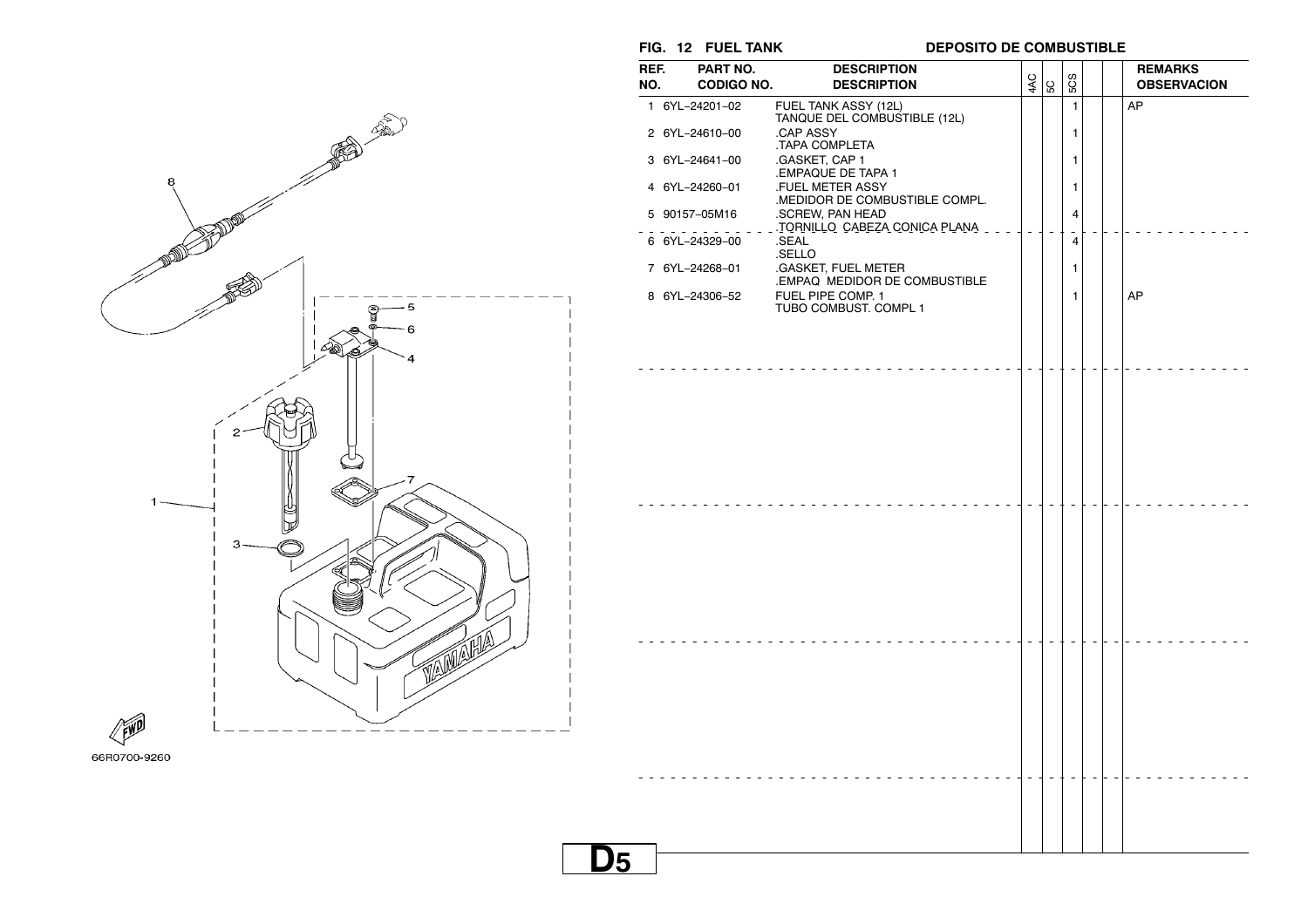## FIG. 12 FUEL TANK — DEPOSITO DE COMBUSTIBLE

| REF. NO. | PART NO. / CODIGO NO. | DESCRIPTION / DESCRIPTION | 4AC | 5C | 5CS | | | REMARKS / OBSERVACION |
|---|---|---|---|---|---|---|---|---|
| 1 | 6YL–24201–02 | FUEL TANK ASSY (12L)<br>TANQUE DEL COMBUSTIBLE (12L) | | | 1 | | | AP |
| 2 | 6YL–24610–00 | .CAP ASSY<br>.TAPA COMPLETA | | | 1 | | | |
| 3 | 6YL–24641–00 | .GASKET, CAP 1<br>.EMPAQUE DE TAPA 1 | | | 1 | | | |
| 4 | 6YL–24260–01 | .FUEL METER ASSY<br>.MEDIDOR DE COMBUSTIBLE COMPL. | | | 1 | | | |
| 5 | 90157–05M16 | .SCREW, PAN HEAD<br>.TORNILLO CABEZA CONICA PLANA | | | 4 | | | |
| 6 | 6YL–24329–00 | .SEAL<br>.SELLO | | | 4 | | | |
| 7 | 6YL–24268–01 | .GASKET, FUEL METER<br>.EMPAQ MEDIDOR DE COMBUSTIBLE | | | 1 | | | |
| 8 | 6YL–24306–52 | FUEL PIPE COMP. 1<br>TUBO COMBUST. COMPL 1 | | | 1 | | | AP |

66R0700-9260

D5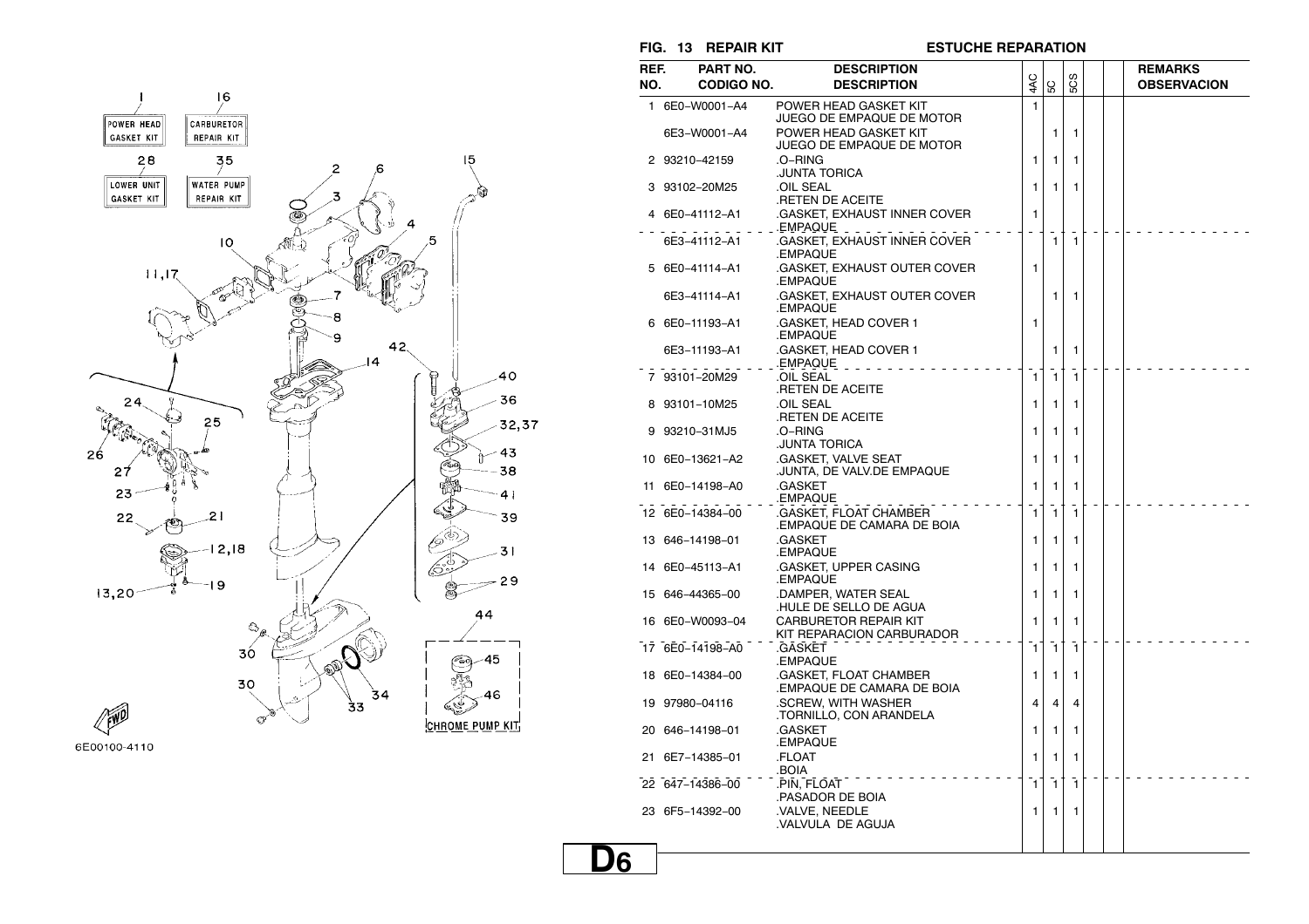## FIG. 13 REPAIR KIT — ESTUCHE REPARATION

| REF. NO. | PART NO. / CODIGO NO. | DESCRIPTION / DESCRIPTION | 4AC | 5C | 5CS | | | REMARKS / OBSERVACION |
|---|---|---|---|---|---|---|---|---|
| 1 | 6E0–W0001–A4 | POWER HEAD GASKET KIT<br>JUEGO DE EMPAQUE DE MOTOR | 1 | | | | | |
| | 6E3–W0001–A4 | POWER HEAD GASKET KIT<br>JUEGO DE EMPAQUE DE MOTOR | | 1 | 1 | | | |
| 2 | 93210–42159 | .O–RING<br>.JUNTA TORICA | 1 | 1 | 1 | | | |
| 3 | 93102–20M25 | .OIL SEAL<br>.RETEN DE ACEITE | 1 | 1 | 1 | | | |
| 4 | 6E0–41112–A1 | .GASKET, EXHAUST INNER COVER<br>.EMPAQUE | 1 | | | | | |
| | 6E3–41112–A1 | .GASKET, EXHAUST INNER COVER<br>.EMPAQUE | | 1 | 1 | | | |
| 5 | 6E0–41114–A1 | .GASKET, EXHAUST OUTER COVER<br>.EMPAQUE | 1 | | | | | |
| | 6E3–41114–A1 | .GASKET, EXHAUST OUTER COVER<br>.EMPAQUE | | 1 | 1 | | | |
| 6 | 6E0–11193–A1 | .GASKET, HEAD COVER 1<br>.EMPAQUE | 1 | | | | | |
| | 6E3–11193–A1 | .GASKET, HEAD COVER 1<br>.EMPAQUE | | 1 | 1 | | | |
| 7 | 93101–20M29 | .OIL SEAL<br>.RETEN DE ACEITE | 1 | 1 | 1 | | | |
| 8 | 93101–10M25 | .OIL SEAL<br>.RETEN DE ACEITE | 1 | 1 | 1 | | | |
| 9 | 93210–31MJ5 | .O–RING<br>.JUNTA TORICA | 1 | 1 | 1 | | | |
| 10 | 6E0–13621–A2 | .GASKET, VALVE SEAT<br>.JUNTA, DE VALV.DE EMPAQUE | 1 | 1 | 1 | | | |
| 11 | 6E0–14198–A0 | .GASKET<br>.EMPAQUE | 1 | 1 | 1 | | | |
| 12 | 6E0–14384–00 | .GASKET, FLOAT CHAMBER<br>.EMPAQUE DE CAMARA DE BOIA | 1 | 1 | 1 | | | |
| 13 | 646–14198–01 | .GASKET<br>.EMPAQUE | 1 | 1 | 1 | | | |
| 14 | 6E0–45113–A1 | .GASKET, UPPER CASING<br>.EMPAQUE | 1 | 1 | 1 | | | |
| 15 | 646–44365–00 | .DAMPER, WATER SEAL<br>.HULE DE SELLO DE AGUA | 1 | 1 | 1 | | | |
| 16 | 6E0–W0093–04 | CARBURETOR REPAIR KIT<br>KIT REPARACION CARBURADOR | 1 | 1 | 1 | | | |
| 17 | 6E0–14198–A0 | .GASKET<br>.EMPAQUE | 1 | 1 | 1 | | | |
| 18 | 6E0–14384–00 | .GASKET, FLOAT CHAMBER<br>.EMPAQUE DE CAMARA DE BOIA | 1 | 1 | 1 | | | |
| 19 | 97980–04116 | .SCREW, WITH WASHER<br>.TORNILLO, CON ARANDELA | 4 | 4 | 4 | | | |
| 20 | 646–14198–01 | .GASKET<br>.EMPAQUE | 1 | 1 | 1 | | | |
| 21 | 6E7–14385–01 | .FLOAT<br>.BOIA | 1 | 1 | 1 | | | |
| 22 | 647–14386–00 | .PIN, FLOAT<br>.PASADOR DE BOIA | 1 | 1 | 1 | | | |
| 23 | 6F5–14392–00 | .VALVE, NEEDLE<br>.VALVULA DE AGUJA | 1 | 1 | 1 | | | |

6E00100-4110

D6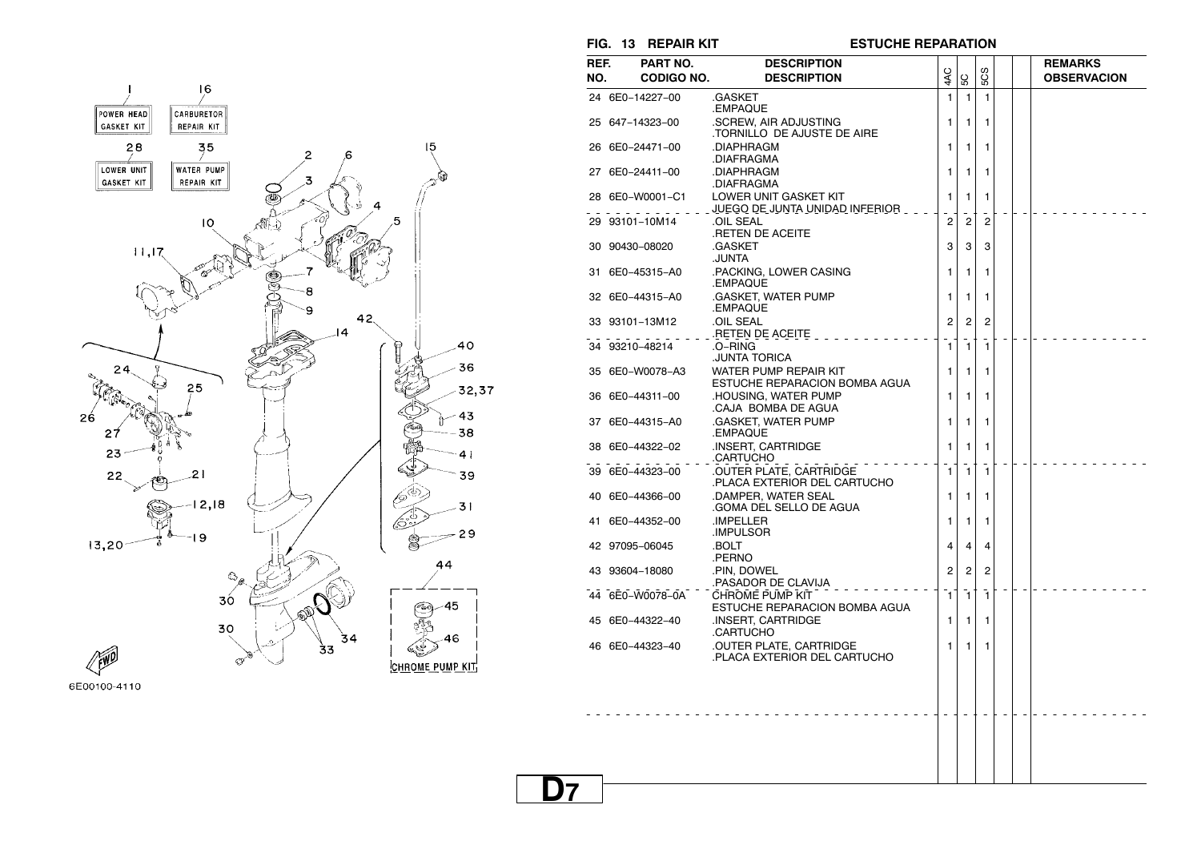## FIG. 13 REPAIR KIT — ESTUCHE REPARATION

POWER HEAD GASKET KIT (1)
CARBURETOR REPAIR KIT (16)
LOWER UNIT GASKET KIT (28)
WATER PUMP REPAIR KIT (35)
CHROME PUMP KIT

6E00100-4110

| REF. NO. | PART NO. / CODIGO NO. | DESCRIPTION / DESCRIPTION | 4AC | 5C | 5CS | | | REMARKS / OBSERVACION |
|---|---|---|---|---|---|---|---|---|
| 24 | 6E0–14227–00 | .GASKET<br>.EMPAQUE | 1 | 1 | 1 | | | |
| 25 | 647–14323–00 | .SCREW, AIR ADJUSTING<br>.TORNILLO DE AJUSTE DE AIRE | 1 | 1 | 1 | | | |
| 26 | 6E0–24471–00 | .DIAPHRAGM<br>.DIAFRAGMA | 1 | 1 | 1 | | | |
| 27 | 6E0–24411–00 | .DIAPHRAGM<br>.DIAFRAGMA | 1 | 1 | 1 | | | |
| 28 | 6E0–W0001–C1 | LOWER UNIT GASKET KIT<br>JUEGO DE JUNTA UNIDAD INFERIOR | 1 | 1 | 1 | | | |
| 29 | 93101–10M14 | .OIL SEAL<br>.RETEN DE ACEITE | 2 | 2 | 2 | | | |
| 30 | 90430–08020 | .GASKET<br>.JUNTA | 3 | 3 | 3 | | | |
| 31 | 6E0–45315–A0 | .PACKING, LOWER CASING<br>.EMPAQUE | 1 | 1 | 1 | | | |
| 32 | 6E0–44315–A0 | .GASKET, WATER PUMP<br>.EMPAQUE | 1 | 1 | 1 | | | |
| 33 | 93101–13M12 | .OIL SEAL<br>.RETEN DE ACEITE | 2 | 2 | 2 | | | |
| 34 | 93210–48214 | .O–RING<br>.JUNTA TORICA | 1 | 1 | 1 | | | |
| 35 | 6E0–W0078–A3 | WATER PUMP REPAIR KIT<br>ESTUCHE REPARACION BOMBA AGUA | 1 | 1 | 1 | | | |
| 36 | 6E0–44311–00 | .HOUSING, WATER PUMP<br>.CAJA BOMBA DE AGUA | 1 | 1 | 1 | | | |
| 37 | 6E0–44315–A0 | .GASKET, WATER PUMP<br>.EMPAQUE | 1 | 1 | 1 | | | |
| 38 | 6E0–44322–02 | .INSERT, CARTRIDGE<br>.CARTUCHO | 1 | 1 | 1 | | | |
| 39 | 6E0–44323–00 | .OUTER PLATE, CARTRIDGE<br>.PLACA EXTERIOR DEL CARTUCHO | 1 | 1 | 1 | | | |
| 40 | 6E0–44366–00 | .DAMPER, WATER SEAL<br>.GOMA DEL SELLO DE AGUA | 1 | 1 | 1 | | | |
| 41 | 6E0–44352–00 | .IMPELLER<br>.IMPULSOR | 1 | 1 | 1 | | | |
| 42 | 97095–06045 | .BOLT<br>.PERNO | 4 | 4 | 4 | | | |
| 43 | 93604–18080 | .PIN, DOWEL<br>.PASADOR DE CLAVIJA | 2 | 2 | 2 | | | |
| 44 | 6E0–W0078–0A | CHROME PUMP KIT<br>ESTUCHE REPARACION BOMBA AGUA | 1 | 1 | 1 | | | |
| 45 | 6E0–44322–40 | .INSERT, CARTRIDGE<br>.CARTUCHO | 1 | 1 | 1 | | | |
| 46 | 6E0–44323–40 | .OUTER PLATE, CARTRIDGE<br>.PLACA EXTERIOR DEL CARTUCHO | 1 | 1 | 1 | | | |

D7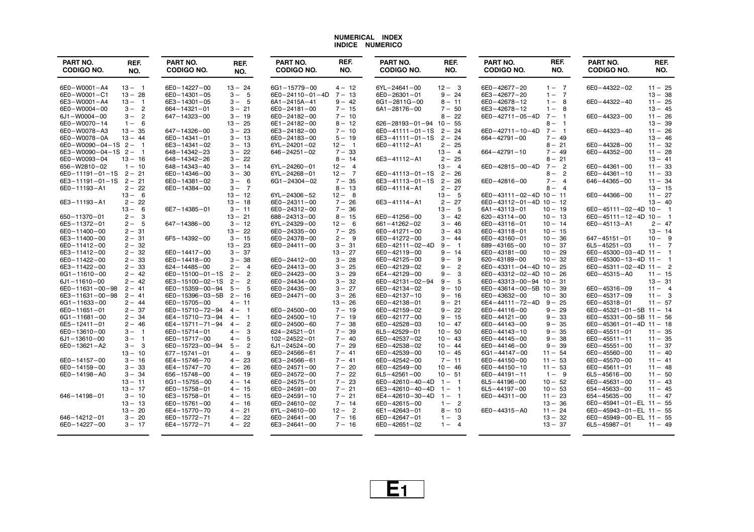# NUMERICAL INDEX
# INDICE NUMERICO

| PART NO. CODIGO NO. | REF. NO. |
|---|---|
| 6E0−W0001−A4 | 13− 1 |
| 6E0−W0001−C1 | 13− 28 |
| 6E3−W0001−A4 | 13− 1 |
| 6E0−W0004−00 | 3− 2 |
| 6J1−W0004−00 | 3− 2 |
| 6E0−W0070−14 | 1− 6 |
| 6E0−W0078−A3 | 13− 35 |
| 6E0−W0078−0A | 13− 44 |
| 6E0−W0090−04−1S | 2− 1 |
| 6E3−W0090−04−1S | 2− 1 |
| 6E0−W0093−04 | 13− 16 |
| 656−W2810−02 | 1− 10 |
| 6E0−11191−01−1S | 2− 21 |
| 6E3−11191−01−1S | 2− 21 |
| 6E0−11193−A1 | 2− 22 |
| | 13− 6 |
| 6E3−11193−A1 | 2− 22 |
| | 13− 6 |
| 650−11370−01 | 2− 3 |
| 6E5−11372−01 | 2− 5 |
| 6E0−11400−00 | 2− 31 |
| 6E3−11400−00 | 2− 31 |
| 6E0−11412−00 | 2− 32 |
| 6E3−11412−00 | 2− 32 |
| 6E0−11422−00 | 2− 33 |
| 6E3−11422−00 | 2− 33 |
| 6G1−11610−00 | 2− 42 |
| 6J1−11610−00 | 2− 42 |
| 6E0−11631−00−98 | 2− 41 |
| 6E3−11631−00−98 | 2− 41 |
| 6G1−11633−00 | 2− 44 |
| 6E0−11651−01 | 2− 37 |
| 6G1−11681−00 | 2− 34 |
| 6E5−12411−01 | 2− 46 |
| 6E0−13610−00 | 3− 1 |
| 6J1−13610−00 | 3− 1 |
| 6E0−13621−A2 | 3− 3 |
| | 13− 10 |
| 6E0−14157−00 | 3− 16 |
| 6E0−14159−00 | 3− 33 |
| 6E0−14198−A0 | 3− 34 |
| | 13− 11 |
| | 13− 17 |
| 646−14198−01 | 3− 10 |
| | 13− 13 |
| | 13− 20 |
| 646−14212−01 | 3− 20 |
| 6E0−14227−00 | 3− 17 |

| PART NO. CODIGO NO. | REF. NO. |
|---|---|
| 6E0−14227−00 | 13− 24 |
| 6E0−14301−05 | 3− 5 |
| 6E3−14301−05 | 3− 5 |
| 664−14321−01 | 3− 21 |
| 647−14323−00 | 3− 19 |
| | 13− 25 |
| 647−14326−00 | 3− 23 |
| 6E0−14341−01 | 3− 13 |
| 6E3−14341−02 | 3− 13 |
| 648−14342−23 | 3− 22 |
| 648−14342−26 | 3− 22 |
| 648−14343−40 | 3− 14 |
| 6E0−14346−00 | 3− 30 |
| 6E0−14381−02 | 3− 6 |
| 6E0−14384−00 | 3− 7 |
| | 13− 12 |
| | 13− 18 |
| 6E7−14385−01 | 3− 11 |
| | 13− 21 |
| 647−14386−00 | 3− 12 |
| | 13− 22 |
| 6F5−14392−00 | 3− 15 |
| | 13− 23 |
| 6E0−14417−00 | 3− 37 |
| 6E0−14418−00 | 3− 38 |
| 624−14485−00 | 2− 4 |
| 6E0−15100−01−1S | 2− 2 |
| 6E3−15100−02−1S | 2− 2 |
| 6E0−15359−00−94 | 5− 5 |
| 6E0−15396−03−5B | 2− 16 |
| 6E0−15705−00 | 4− 11 |
| 6E0−15710−72−94 | 4− 1 |
| 6E4−15710−73−94 | 4− 1 |
| 6E4−15711−71−94 | 4− 2 |
| 6E0−15714−01 | 4− 3 |
| 6E0−15717−00 | 4− 5 |
| 6E0−15723−00−94 | 5− 2 |
| 677−15741−01 | 4− 9 |
| 6E4−15746−70 | 4− 23 |
| 6E4−15747−70 | 4− 26 |
| 656−15748−00 | 4− 19 |
| 6G1−15755−00 | 4− 14 |
| 6E0−15758−01 | 4− 15 |
| 6E3−15758−01 | 4− 15 |
| 6E0−15761−00 | 4− 16 |
| 6E4−15770−70 | 4− 21 |
| 6E0−15772−71 | 4− 22 |
| 6E4−15772−71 | 4− 22 |

| PART NO. CODIGO NO. | REF. NO. |
|---|---|
| 6G1−15779−00 | 4− 12 |
| 6E0−24110−01−4D | 7− 13 |
| 6A1−2415A−41 | 9− 42 |
| 6E0−24181−00 | 7− 15 |
| 6E0−24182−00 | 7− 10 |
| 6E1−24182−00 | 8− 12 |
| 6E3−24182−00 | 7− 10 |
| 6E0−24183−00 | 5− 19 |
| 6YL−24201−02 | 12− 1 |
| 646−24251−02 | 7− 33 |
| | 8− 14 |
| 6YL−24260−01 | 12− 4 |
| 6YL−24268−01 | 12− 7 |
| 6G1−24304−02 | 7− 35 |
| | 8− 13 |
| 6YL−24306−52 | 12− 8 |
| 6E0−24311−00 | 7− 26 |
| 6E0−24312−00 | 7− 36 |
| 688−24313−00 | 8− 15 |
| 6YL−24329−00 | 12− 6 |
| 6E0−24335−00 | 7− 25 |
| 6E0−24378−00 | 2− 9 |
| 6E0−24411−00 | 3− 31 |
| | 13− 27 |
| 6E0−24412−00 | 3− 28 |
| 6E0−24413−00 | 3− 25 |
| 6E0−24423−00 | 3− 29 |
| 6E0−24434−00 | 3− 32 |
| 6E0−24435−00 | 3− 27 |
| 6E0−24471−00 | 3− 26 |
| | 13− 26 |
| 6E0−24500−00 | 7− 19 |
| 6E0−24500−10 | 7− 19 |
| 6E0−24500−60 | 7− 38 |
| 624−24521−01 | 7− 39 |
| 102−24522−01 | 7− 40 |
| 6J1−24524−00 | 7− 29 |
| 6E0−24566−61 | 7− 41 |
| 6E3−24566−61 | 7− 41 |
| 6E0−24571−00 | 7− 20 |
| 6E0−24572−00 | 7− 22 |
| 6E0−24575−01 | 7− 23 |
| 6E0−24591−00 | 7− 21 |
| 6E0−24591−10 | 7− 21 |
| 6E0−24610−02 | 7− 14 |
| 6YL−24610−00 | 12− 2 |
| 6E0−24641−00 | 7− 16 |
| 6E3−24641−00 | 7− 16 |

| PART NO. CODIGO NO. | REF. NO. |
|---|---|
| 6YL−24641−00 | 12− 3 |
| 6E0−26301−01 | 9− 24 |
| 6G1−2811G−00 | 8− 11 |
| 6A1−28176−00 | 7− 50 |
| | 8− 22 |
| 626−28193−01−94 | 10− 55 |
| 6E0−41111−01−1S | 2− 24 |
| 6E3−41111−01−1S | 2− 24 |
| 6E0−41112−A1 | 2− 25 |
| | 13− 4 |
| 6E3−41112−A1 | 2− 25 |
| | 13− 4 |
| 6E0−41113−01−1S | 2− 26 |
| 6E3−41113−01−1S | 2− 26 |
| 6E0−41114−A1 | 2− 27 |
| | 13− 5 |
| 6E3−41114−A1 | 2− 27 |
| | 13− 5 |
| 6E0−41256−00 | 3− 42 |
| 661−41262−02 | 3− 46 |
| 6E0−41271−00 | 3− 43 |
| 6E0−41272−00 | 3− 44 |
| 6E0−42111−02−4D | 9− 1 |
| 6E0−42119−00 | 9− 14 |
| 6E0−42125−00 | 9− 9 |
| 6E0−42129−02 | 9− 2 |
| 6E4−42129−00 | 9− 3 |
| 6E0−42131−02−94 | 9− 5 |
| 6E0−42134−02 | 9− 10 |
| 6E0−42137−10 | 9− 16 |
| 6E0−42138−01 | 9− 21 |
| 6E0−42159−02 | 9− 22 |
| 6E0−42177−00 | 9− 15 |
| 6E0−42528−03 | 10− 47 |
| 6L5−42529−01 | 10− 50 |
| 6E0−42537−02 | 10− 43 |
| 6E0−42538−02 | 10− 44 |
| 6E0−42539−00 | 10− 45 |
| 6E0−42542−00 | 7− 11 |
| 6E0−42549−00 | 10− 46 |
| 6L5−42561−00 | 10− 51 |
| 6E0−42610−40−4D | 1− 1 |
| 6E3−42610−40−4D | 1− 1 |
| 6E4−42610−30−4D | 1− 1 |
| 6E0−42615−00 | 1− 2 |
| 6E1−42643−01 | 8− 10 |
| 6E0−42647−01 | 1− 3 |
| 6E0−42651−02 | 1− 4 |

| PART NO. CODIGO NO. | REF. NO. |
|---|---|
| 6E0−42677−20 | 1− 7 |
| 6E3−42677−20 | 1− 7 |
| 6E0−42678−12 | 1− 8 |
| 6E3−42678−12 | 1− 8 |
| 6E0−42711−05−4D | 7− 1 |
| | 8− 1 |
| 6E0−42711−10−4D | 7− 1 |
| 664−42791−00 | 7− 49 |
| | 8− 21 |
| 664−42791−10 | 7− 49 |
| | 8− 21 |
| 6E0−42815−00−4D | 7− 2 |
| | 8− 2 |
| 6E0−42816−00 | 7− 4 |
| | 8− 4 |
| 6E0−43111−02−4D | 10− 11 |
| 6E0−43112−01−4D | 10− 12 |
| 6A1−43113−01 | 10− 19 |
| 620−43114−00 | 10− 13 |
| 6E0−43116−01 | 10− 14 |
| 6E0−43118−01 | 10− 15 |
| 6E0−43160−01 | 10− 36 |
| 689−43165−00 | 10− 37 |
| 6E0−43181−00 | 10− 29 |
| 620−43189−00 | 10− 32 |
| 6E0−43311−04−4D | 10− 25 |
| 6E0−43312−02−4D | 10− 26 |
| 6E0−43313−00−94 | 10− 31 |
| 6E0−43614−00−5B | 10− 39 |
| 6E0−43632−00 | 10− 30 |
| 6E4−44111−72−4D | 9− 25 |
| 6E0−44116−00 | 9− 29 |
| 6E0−44121−00 | 9− 33 |
| 6E0−44143−00 | 9− 35 |
| 6E0−44143−10 | 9− 35 |
| 6E0−44145−00 | 9− 38 |
| 6E0−44146−00 | 9− 39 |
| 6G1−44147−00 | 11− 54 |
| 6E0−44150−00 | 11− 53 |
| 6E0−44150−10 | 11− 53 |
| 6E0−44191−11 | 1− 9 |
| 6L5−44196−00 | 10− 52 |
| 6L5−44197−00 | 10− 53 |
| 6E0−44311−00 | 11− 23 |
| | 13− 36 |
| 6E0−44315−A0 | 11− 24 |
| | 13− 32 |
| | 13− 37 |

| PART NO. CODIGO NO. | REF. NO. |
|---|---|
| 6E0−44322−02 | 11− 25 |
| | 13− 38 |
| 6E0−44322−40 | 11− 25 |
| | 13− 45 |
| 6E0−44323−00 | 11− 26 |
| | 13− 39 |
| 6E0−44323−40 | 11− 26 |
| | 13− 46 |
| 6E0−44328−00 | 11− 32 |
| 6E0−44352−00 | 11− 28 |
| | 13− 41 |
| 6E0−44361−00 | 11− 33 |
| 6E0−44361−10 | 11− 33 |
| 646−44365−00 | 11− 34 |
| | 13− 15 |
| 6E0−44366−00 | 11− 27 |
| | 13− 40 |
| 6E0−45111−02−4D | 10− 1 |
| 6E0−45111−12−4D | 10− 1 |
| 6E0−45113−A1 | 2− 47 |
| | 13− 14 |
| 647−45151−01 | 10− 9 |
| 6L5−45251−03 | 11− 7 |
| 6E0−45300−03−4D | 11− 1 |
| 6E0−45300−13−4D | 11− 1 |
| 6E0−45311−02−4D | 11− 2 |
| 6E0−45315−A0 | 11− 15 |
| | 13− 31 |
| 6E0−45316−09 | 11− 4 |
| 6E0−45317−09 | 11− 3 |
| 6E0−45318−01 | 11− 57 |
| 6E0−45321−01−5B | 11− 14 |
| 6E0−45331−00−5B | 11− 56 |
| 6E0−45361−01−4D | 11− 18 |
| 6E0−45511−01 | 11− 35 |
| 6E0−45511−11 | 11− 35 |
| 6E0−45551−00 | 11− 37 |
| 6E0−45560−00 | 11− 40 |
| 6E0−45570−00 | 11− 41 |
| 6E0−45611−01 | 11− 48 |
| 6L5−45616−00 | 11− 50 |
| 6E0−45631−00 | 11− 43 |
| 654−45633−00 | 11− 45 |
| 654−45635−00 | 11− 47 |
| 6E0−45941−01−EL | 11− 55 |
| 6E0−45943−01−EL | 11− 55 |
| 6E0−45949−00−EL | 11− 55 |
| 6L5−45987−01 | 11− 49 |

**E1**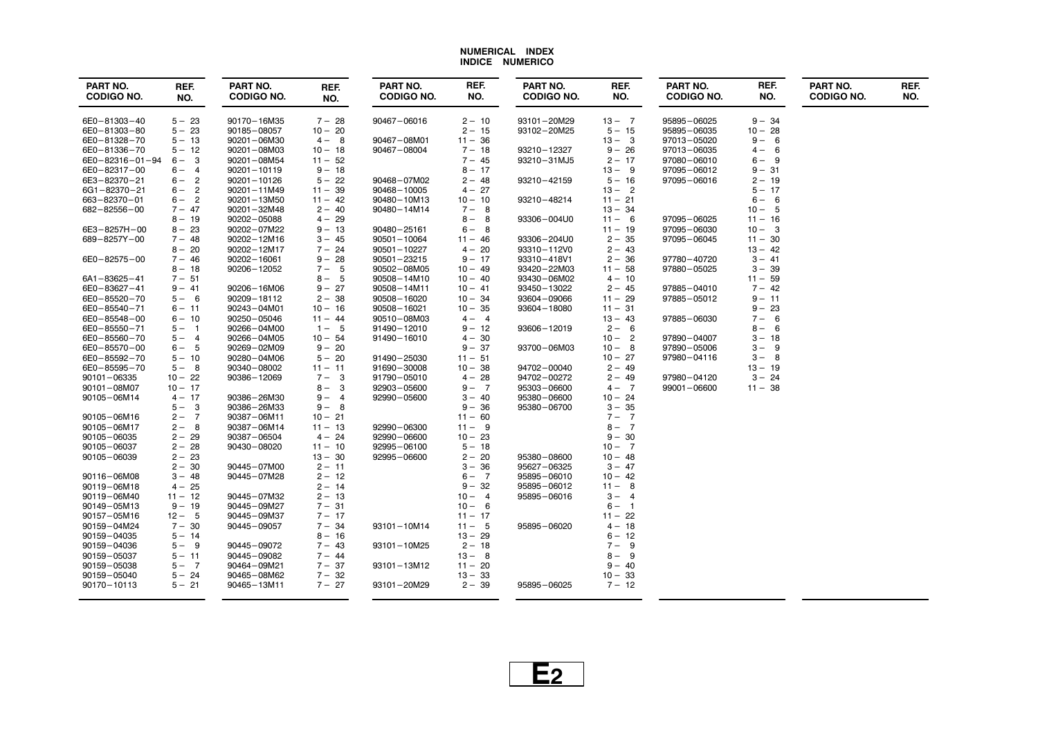# NUMERICAL INDEX
# INDICE NUMERICO

| PART NO. CODIGO NO. | REF. NO. |
|---|---|
| 6E0−81303−40 | 5 − 23 |
| 6E0−81303−80 | 5 − 23 |
| 6E0−81328−70 | 5 − 13 |
| 6E0−81336−70 | 5 − 12 |
| 6E0−82316−01−94 | 6 − 3 |
| 6E0−82317−00 | 6 − 4 |
| 6E3−82370−21 | 6 − 2 |
| 6G1−82370−21 | 6 − 2 |
| 663−82370−01 | 6 − 2 |
| 682−82556−00 | 7 − 47 |
| | 8 − 19 |
| 6E3−8257H−00 | 8 − 23 |
| 689−8257Y−00 | 7 − 48 |
| | 8 − 20 |
| 6E0−82575−00 | 7 − 46 |
| | 8 − 18 |
| 6A1−83625−41 | 7 − 51 |
| 6E0−83627−41 | 9 − 41 |
| 6E0−85520−70 | 5 − 6 |
| 6E0−85540−71 | 6 − 11 |
| 6E0−85548−00 | 6 − 10 |
| 6E0−85550−71 | 5 − 1 |
| 6E0−85560−70 | 5 − 4 |
| 6E0−85570−00 | 6 − 5 |
| 6E0−85592−70 | 5 − 10 |
| 6E0−85595−70 | 5 − 8 |
| 90101−06335 | 10 − 22 |
| 90101−08M07 | 10 − 17 |
| 90105−06M14 | 4 − 17 |
| | 5 − 3 |
| 90105−06M16 | 2 − 7 |
| 90105−06M17 | 2 − 8 |
| 90105−06035 | 2 − 29 |
| 90105−06037 | 2 − 28 |
| 90105−06039 | 2 − 23 |
| | 2 − 30 |
| 90116−06M08 | 3 − 48 |
| 90119−06M18 | 4 − 25 |
| 90119−06M40 | 11 − 12 |
| 90149−05M13 | 9 − 19 |
| 90157−05M16 | 12 − 5 |
| 90159−04M24 | 7 − 30 |
| 90159−04035 | 5 − 14 |
| 90159−04036 | 5 − 9 |
| 90159−05037 | 5 − 11 |
| 90159−05038 | 5 − 7 |
| 90159−05040 | 5 − 24 |
| 90170−10113 | 5 − 21 |

| PART NO. CODIGO NO. | REF. NO. |
|---|---|
| 90170−16M35 | 7 − 28 |
| 90185−08057 | 10 − 20 |
| 90201−06M30 | 4 − 8 |
| 90201−08M03 | 10 − 18 |
| 90201−08M54 | 11 − 52 |
| 90201−10119 | 9 − 18 |
| 90201−10126 | 5 − 22 |
| 90201−11M49 | 11 − 39 |
| 90201−13M50 | 11 − 42 |
| 90201−32M48 | 2 − 40 |
| 90202−05088 | 4 − 29 |
| 90202−07M22 | 9 − 13 |
| 90202−12M16 | 3 − 45 |
| 90202−12M17 | 7 − 24 |
| 90202−16061 | 9 − 28 |
| 90206−12052 | 7 − 5 |
| | 8 − 5 |
| 90206−16M06 | 9 − 27 |
| 90209−18112 | 2 − 38 |
| 90243−04M01 | 10 − 16 |
| 90250−05046 | 11 − 44 |
| 90266−04M00 | 1 − 5 |
| 90266−04M05 | 10 − 54 |
| 90269−02M09 | 9 − 20 |
| 90280−04M06 | 5 − 20 |
| 90340−08002 | 11 − 11 |
| 90386−12069 | 7 − 3 |
| | 8 − 3 |
| 90386−26M30 | 9 − 4 |
| 90386−26M33 | 9 − 8 |
| 90387−06M11 | 10 − 21 |
| 90387−06M14 | 11 − 13 |
| 90387−06504 | 4 − 24 |
| 90430−08020 | 11 − 10 |
| | 13 − 30 |
| 90445−07M00 | 2 − 11 |
| 90445−07M28 | 2 − 12 |
| | 2 − 14 |
| 90445−07M32 | 2 − 13 |
| 90445−09M27 | 7 − 31 |
| 90445−09M37 | 7 − 17 |
| 90445−09057 | 7 − 34 |
| | 8 − 16 |
| 90445−09072 | 7 − 43 |
| 90445−09082 | 7 − 44 |
| 90464−09M21 | 7 − 37 |
| 90465−08M62 | 7 − 32 |
| 90465−13M11 | 7 − 27 |

| PART NO. CODIGO NO. | REF. NO. |
|---|---|
| 90467−06016 | 2 − 10 |
| | 2 − 15 |
| 90467−08M01 | 11 − 36 |
| 90467−08004 | 7 − 18 |
| | 7 − 45 |
| | 8 − 17 |
| 90468−07M02 | 2 − 48 |
| 90468−10005 | 4 − 27 |
| 90480−10M13 | 10 − 10 |
| 90480−14M14 | 7 − 8 |
| | 8 − 8 |
| 90480−25161 | 6 − 8 |
| 90501−10064 | 11 − 46 |
| 90501−10227 | 4 − 20 |
| 90501−23215 | 9 − 17 |
| 90502−08M05 | 10 − 49 |
| 90508−14M10 | 10 − 40 |
| 90508−14M11 | 10 − 41 |
| 90508−16020 | 10 − 34 |
| 90508−16021 | 10 − 35 |
| 90510−08M03 | 4 − 4 |
| 91490−12010 | 9 − 12 |
| 91490−16010 | 4 − 30 |
| | 9 − 37 |
| 91490−25030 | 11 − 51 |
| 91690−30008 | 10 − 38 |
| 91790−05010 | 4 − 28 |
| 92903−05600 | 9 − 7 |
| 92990−05600 | 3 − 40 |
| | 9 − 36 |
| | 11 − 60 |
| 92990−06300 | 11 − 9 |
| 92990−06600 | 10 − 23 |
| 92995−06100 | 5 − 18 |
| 92995−06600 | 2 − 20 |
| | 3 − 36 |
| | 6 − 7 |
| | 9 − 32 |
| | 10 − 4 |
| | 10 − 6 |
| | 11 − 17 |
| 93101−10M14 | 11 − 5 |
| | 13 − 29 |
| 93101−10M25 | 2 − 18 |
| | 13 − 8 |
| 93101−13M12 | 11 − 20 |
| | 13 − 33 |
| 93101−20M29 | 2 − 39 |

| PART NO. CODIGO NO. | REF. NO. |
|---|---|
| 93101−20M29 | 13 − 7 |
| 93102−20M25 | 5 − 15 |
| | 13 − 3 |
| 93210−12327 | 9 − 26 |
| 93210−31MJ5 | 2 − 17 |
| | 13 − 9 |
| 93210−42159 | 5 − 16 |
| | 13 − 2 |
| 93210−48214 | 11 − 21 |
| | 13 − 34 |
| 93306−004U0 | 11 − 6 |
| | 11 − 19 |
| 93306−204U0 | 2 − 35 |
| 93310−112V0 | 2 − 43 |
| 93310−418V1 | 2 − 36 |
| 93420−22M03 | 11 − 58 |
| 93430−06M02 | 4 − 10 |
| 93450−13022 | 2 − 45 |
| 93604−09066 | 11 − 29 |
| 93604−18080 | 11 − 31 |
| | 13 − 43 |
| 93606−12019 | 2 − 6 |
| | 10 − 2 |
| 93700−06M03 | 10 − 8 |
| | 10 − 27 |
| 94702−00040 | 2 − 49 |
| 94702−00272 | 2 − 49 |
| 95303−06600 | 4 − 7 |
| 95380−06600 | 10 − 24 |
| 95380−06700 | 3 − 35 |
| | 7 − 7 |
| | 8 − 7 |
| | 9 − 30 |
| | 10 − 7 |
| 95380−08600 | 10 − 48 |
| 95627−06325 | 3 − 47 |
| 95895−06010 | 10 − 42 |
| 95895−06012 | 11 − 8 |
| 95895−06016 | 3 − 4 |
| | 6 − 1 |
| | 11 − 22 |
| 95895−06020 | 4 − 18 |
| | 6 − 12 |
| | 7 − 9 |
| | 8 − 9 |
| | 9 − 40 |
| | 10 − 33 |
| 95895−06025 | 7 − 12 |

| PART NO. CODIGO NO. | REF. NO. |
|---|---|
| 95895−06025 | 9 − 34 |
| 95895−06035 | 10 − 28 |
| 97013−05020 | 9 − 6 |
| 97013−06035 | 4 − 6 |
| 97080−06010 | 6 − 9 |
| 97095−06012 | 9 − 31 |
| 97095−06016 | 2 − 19 |
| | 5 − 17 |
| | 6 − 6 |
| | 10 − 5 |
| 97095−06025 | 11 − 16 |
| 97095−06030 | 10 − 3 |
| 97095−06045 | 11 − 30 |
| | 13 − 42 |
| 97780−40720 | 3 − 41 |
| 97880−05025 | 3 − 39 |
| | 11 − 59 |
| 97885−04010 | 7 − 42 |
| 97885−05012 | 9 − 11 |
| | 9 − 23 |
| 97885−06030 | 7 − 6 |
| | 8 − 6 |
| 97890−04007 | 3 − 18 |
| 97890−05006 | 3 − 9 |
| 97980−04116 | 3 − 8 |
| | 13 − 19 |
| 97980−04120 | 3 − 24 |
| 99001−06600 | 11 − 38 |

| PART NO. CODIGO NO. | REF. NO. |
|---|---|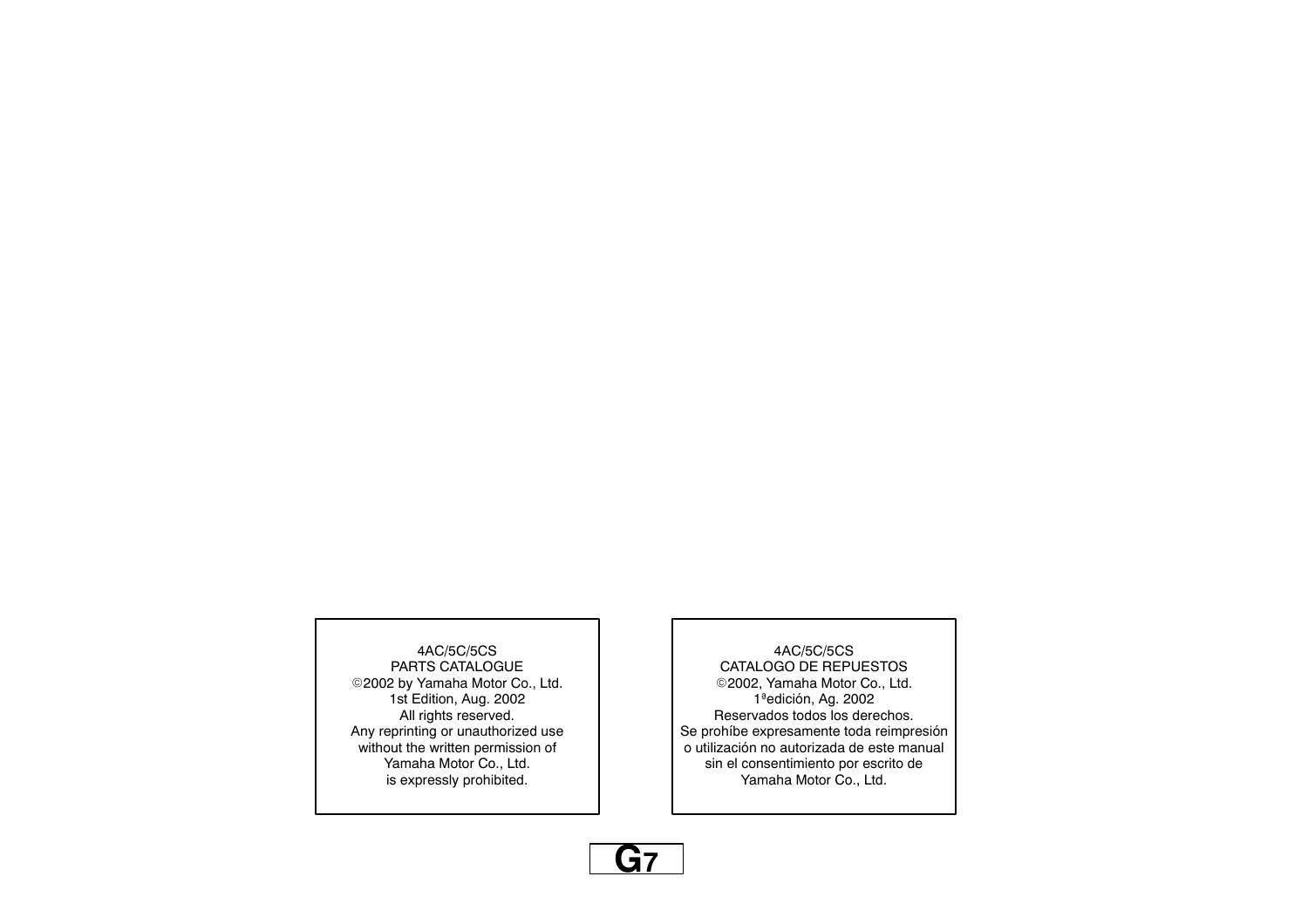4AC/5C/5CS
PARTS CATALOGUE
©2002 by Yamaha Motor Co., Ltd.
1st Edition, Aug. 2002
All rights reserved.
Any reprinting or unauthorized use
without the written permission of
Yamaha Motor Co., Ltd.
is expressly prohibited.

4AC/5C/5CS
CATALOGO DE REPUESTOS
©2002, Yamaha Motor Co., Ltd.
1ªedición, Ag. 2002
Reservados todos los derechos.
Se prohíbe expresamente toda reimpresión
o utilización no autorizada de este manual
sin el consentimiento por escrito de
Yamaha Motor Co., Ltd.

G7